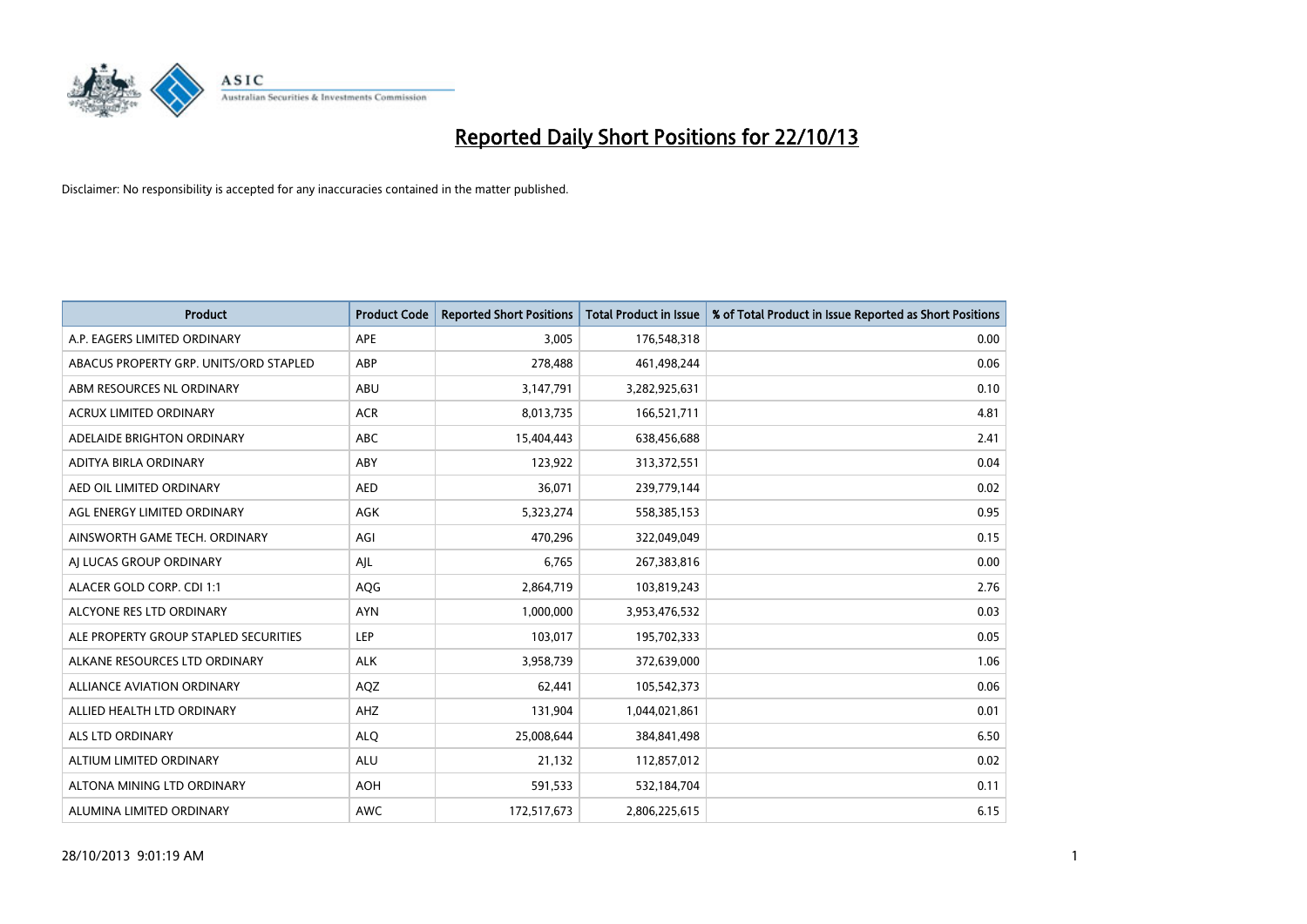# Reported Daily Short Positions for 22/10/13

Disclaimer: No responsibility is accepted for any inaccuracies contained in the matter published.

| Product | Product Code | Reported Short Positions | Total Product in Issue | % of Total Product in Issue Reported as Short Positions |
|---|---|---|---|---|
| A.P. EAGERS LIMITED ORDINARY | APE | 3,005 | 176,548,318 | 0.00 |
| ABACUS PROPERTY GRP. UNITS/ORD STAPLED | ABP | 278,488 | 461,498,244 | 0.06 |
| ABM RESOURCES NL ORDINARY | ABU | 3,147,791 | 3,282,925,631 | 0.10 |
| ACRUX LIMITED ORDINARY | ACR | 8,013,735 | 166,521,711 | 4.81 |
| ADELAIDE BRIGHTON ORDINARY | ABC | 15,404,443 | 638,456,688 | 2.41 |
| ADITYA BIRLA ORDINARY | ABY | 123,922 | 313,372,551 | 0.04 |
| AED OIL LIMITED ORDINARY | AED | 36,071 | 239,779,144 | 0.02 |
| AGL ENERGY LIMITED ORDINARY | AGK | 5,323,274 | 558,385,153 | 0.95 |
| AINSWORTH GAME TECH. ORDINARY | AGI | 470,296 | 322,049,049 | 0.15 |
| AJ LUCAS GROUP ORDINARY | AJL | 6,765 | 267,383,816 | 0.00 |
| ALACER GOLD CORP. CDI 1:1 | AQG | 2,864,719 | 103,819,243 | 2.76 |
| ALCYONE RES LTD ORDINARY | AYN | 1,000,000 | 3,953,476,532 | 0.03 |
| ALE PROPERTY GROUP STAPLED SECURITIES | LEP | 103,017 | 195,702,333 | 0.05 |
| ALKANE RESOURCES LTD ORDINARY | ALK | 3,958,739 | 372,639,000 | 1.06 |
| ALLIANCE AVIATION ORDINARY | AQZ | 62,441 | 105,542,373 | 0.06 |
| ALLIED HEALTH LTD ORDINARY | AHZ | 131,904 | 1,044,021,861 | 0.01 |
| ALS LTD ORDINARY | ALQ | 25,008,644 | 384,841,498 | 6.50 |
| ALTIUM LIMITED ORDINARY | ALU | 21,132 | 112,857,012 | 0.02 |
| ALTONA MINING LTD ORDINARY | AOH | 591,533 | 532,184,704 | 0.11 |
| ALUMINA LIMITED ORDINARY | AWC | 172,517,673 | 2,806,225,615 | 6.15 |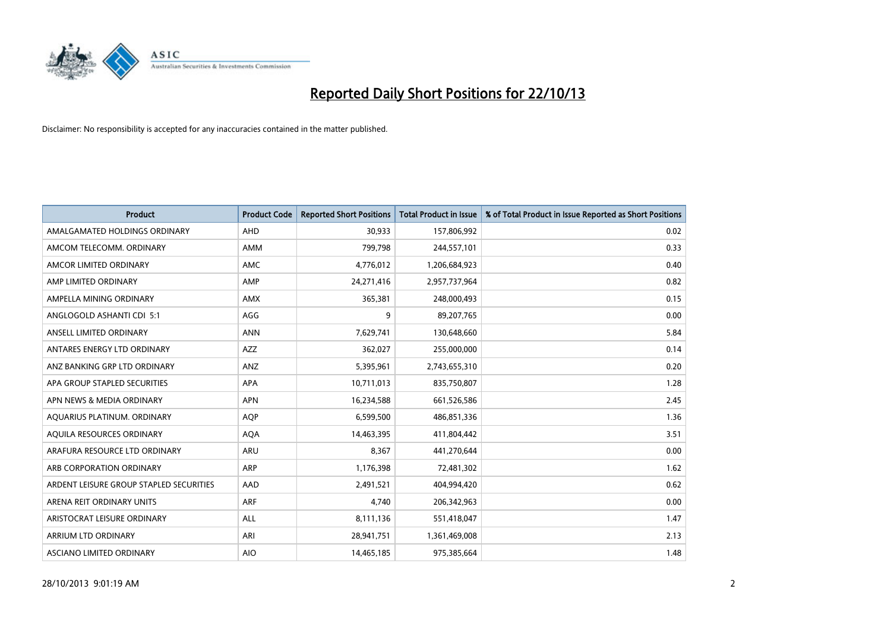# Reported Daily Short Positions for 22/10/13

Disclaimer: No responsibility is accepted for any inaccuracies contained in the matter published.

| Product | Product Code | Reported Short Positions | Total Product in Issue | % of Total Product in Issue Reported as Short Positions |
|---|---|---|---|---|
| AMALGAMATED HOLDINGS ORDINARY | AHD | 30,933 | 157,806,992 | 0.02 |
| AMCOM TELECOMM. ORDINARY | AMM | 799,798 | 244,557,101 | 0.33 |
| AMCOR LIMITED ORDINARY | AMC | 4,776,012 | 1,206,684,923 | 0.40 |
| AMP LIMITED ORDINARY | AMP | 24,271,416 | 2,957,737,964 | 0.82 |
| AMPELLA MINING ORDINARY | AMX | 365,381 | 248,000,493 | 0.15 |
| ANGLOGOLD ASHANTI CDI 5:1 | AGG | 9 | 89,207,765 | 0.00 |
| ANSELL LIMITED ORDINARY | ANN | 7,629,741 | 130,648,660 | 5.84 |
| ANTARES ENERGY LTD ORDINARY | AZZ | 362,027 | 255,000,000 | 0.14 |
| ANZ BANKING GRP LTD ORDINARY | ANZ | 5,395,961 | 2,743,655,310 | 0.20 |
| APA GROUP STAPLED SECURITIES | APA | 10,711,013 | 835,750,807 | 1.28 |
| APN NEWS & MEDIA ORDINARY | APN | 16,234,588 | 661,526,586 | 2.45 |
| AQUARIUS PLATINUM. ORDINARY | AQP | 6,599,500 | 486,851,336 | 1.36 |
| AQUILA RESOURCES ORDINARY | AQA | 14,463,395 | 411,804,442 | 3.51 |
| ARAFURA RESOURCE LTD ORDINARY | ARU | 8,367 | 441,270,644 | 0.00 |
| ARB CORPORATION ORDINARY | ARP | 1,176,398 | 72,481,302 | 1.62 |
| ARDENT LEISURE GROUP STAPLED SECURITIES | AAD | 2,491,521 | 404,994,420 | 0.62 |
| ARENA REIT ORDINARY UNITS | ARF | 4,740 | 206,342,963 | 0.00 |
| ARISTOCRAT LEISURE ORDINARY | ALL | 8,111,136 | 551,418,047 | 1.47 |
| ARRIUM LTD ORDINARY | ARI | 28,941,751 | 1,361,469,008 | 2.13 |
| ASCIANO LIMITED ORDINARY | AIO | 14,465,185 | 975,385,664 | 1.48 |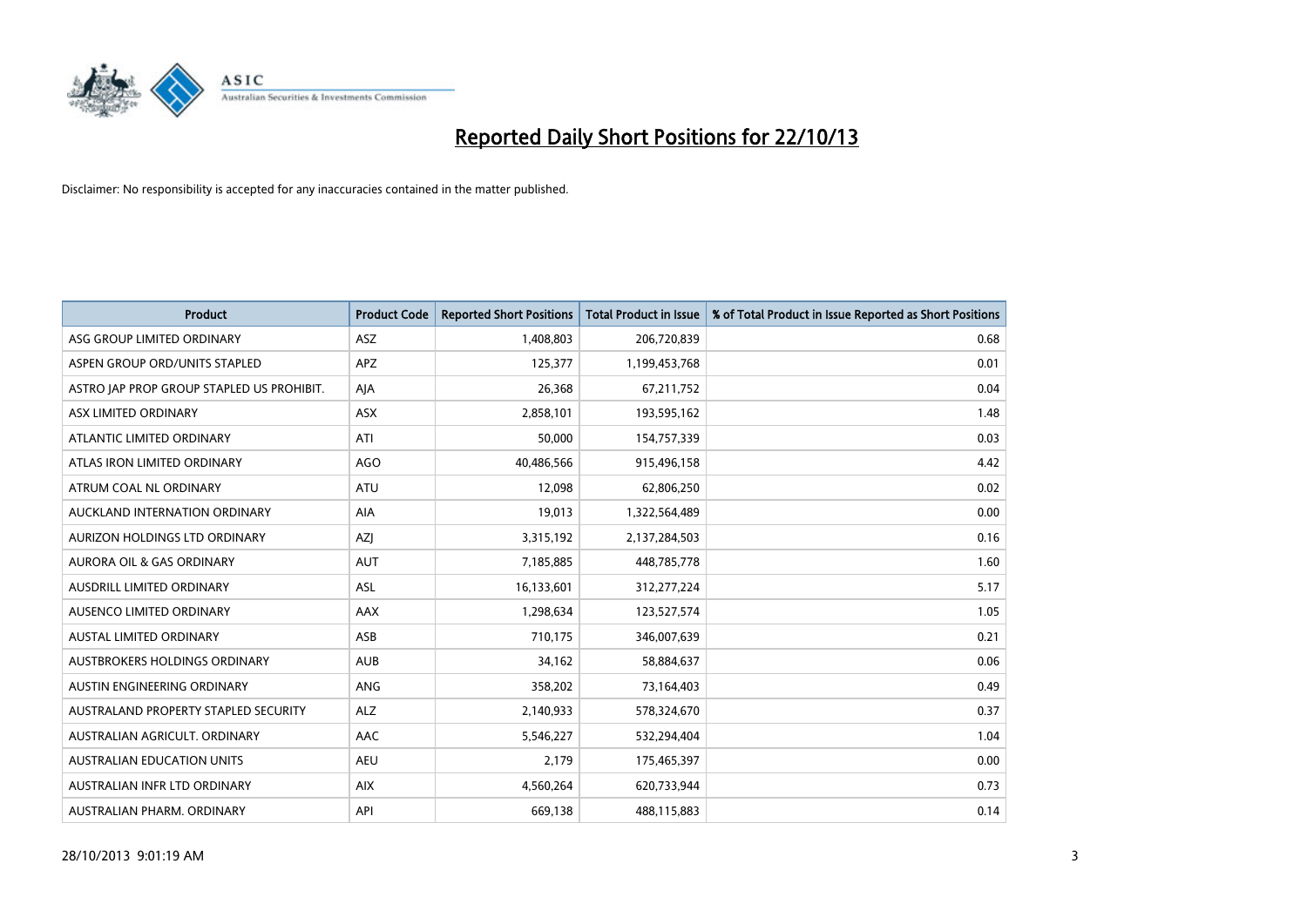# Reported Daily Short Positions for 22/10/13

Disclaimer: No responsibility is accepted for any inaccuracies contained in the matter published.

| Product | Product Code | Reported Short Positions | Total Product in Issue | % of Total Product in Issue Reported as Short Positions |
|---|---|---|---|---|
| ASG GROUP LIMITED ORDINARY | ASZ | 1,408,803 | 206,720,839 | 0.68 |
| ASPEN GROUP ORD/UNITS STAPLED | APZ | 125,377 | 1,199,453,768 | 0.01 |
| ASTRO JAP PROP GROUP STAPLED US PROHIBIT. | AJA | 26,368 | 67,211,752 | 0.04 |
| ASX LIMITED ORDINARY | ASX | 2,858,101 | 193,595,162 | 1.48 |
| ATLANTIC LIMITED ORDINARY | ATI | 50,000 | 154,757,339 | 0.03 |
| ATLAS IRON LIMITED ORDINARY | AGO | 40,486,566 | 915,496,158 | 4.42 |
| ATRUM COAL NL ORDINARY | ATU | 12,098 | 62,806,250 | 0.02 |
| AUCKLAND INTERNATION ORDINARY | AIA | 19,013 | 1,322,564,489 | 0.00 |
| AURIZON HOLDINGS LTD ORDINARY | AZJ | 3,315,192 | 2,137,284,503 | 0.16 |
| AURORA OIL & GAS ORDINARY | AUT | 7,185,885 | 448,785,778 | 1.60 |
| AUSDRILL LIMITED ORDINARY | ASL | 16,133,601 | 312,277,224 | 5.17 |
| AUSENCO LIMITED ORDINARY | AAX | 1,298,634 | 123,527,574 | 1.05 |
| AUSTAL LIMITED ORDINARY | ASB | 710,175 | 346,007,639 | 0.21 |
| AUSTBROKERS HOLDINGS ORDINARY | AUB | 34,162 | 58,884,637 | 0.06 |
| AUSTIN ENGINEERING ORDINARY | ANG | 358,202 | 73,164,403 | 0.49 |
| AUSTRALAND PROPERTY STAPLED SECURITY | ALZ | 2,140,933 | 578,324,670 | 0.37 |
| AUSTRALIAN AGRICULT. ORDINARY | AAC | 5,546,227 | 532,294,404 | 1.04 |
| AUSTRALIAN EDUCATION UNITS | AEU | 2,179 | 175,465,397 | 0.00 |
| AUSTRALIAN INFR LTD ORDINARY | AIX | 4,560,264 | 620,733,944 | 0.73 |
| AUSTRALIAN PHARM. ORDINARY | API | 669,138 | 488,115,883 | 0.14 |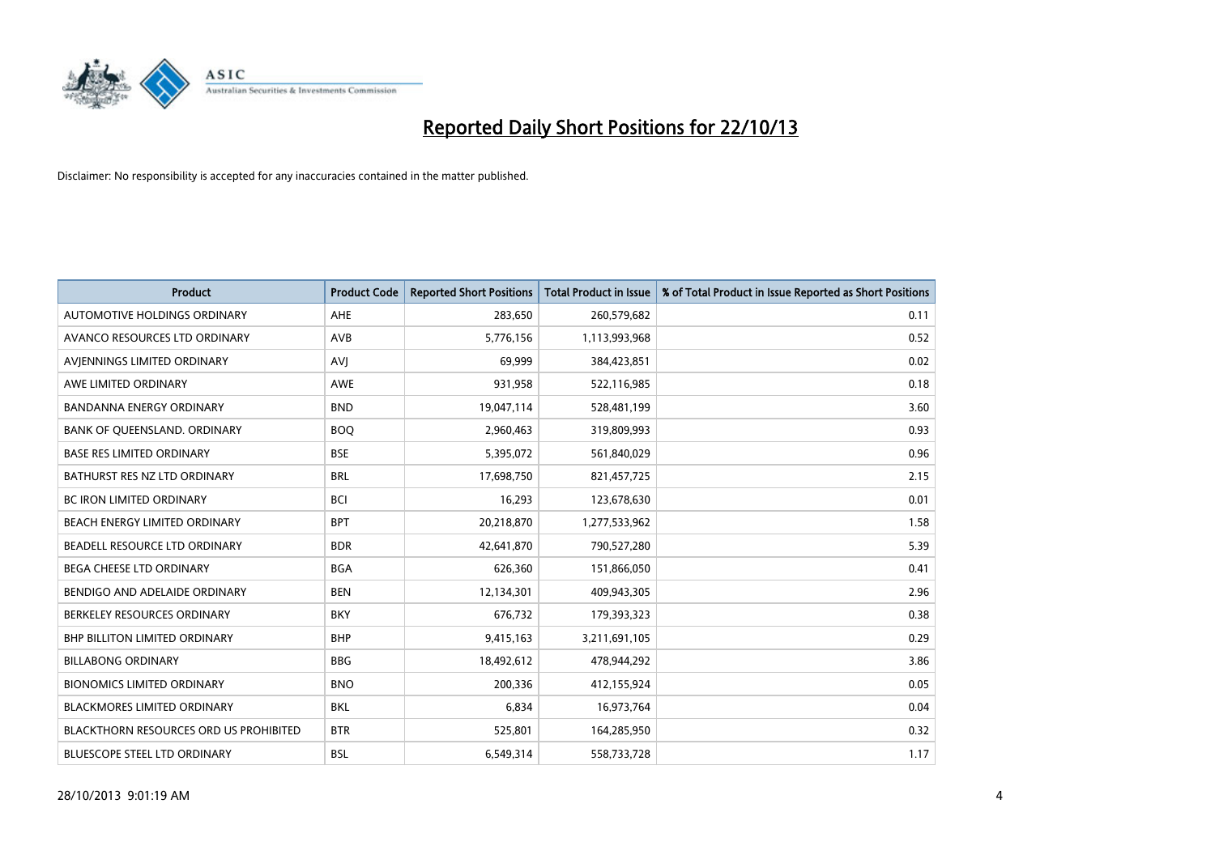# Reported Daily Short Positions for 22/10/13

Disclaimer: No responsibility is accepted for any inaccuracies contained in the matter published.

| Product | Product Code | Reported Short Positions | Total Product in Issue | % of Total Product in Issue Reported as Short Positions |
|---|---|---|---|---|
| AUTOMOTIVE HOLDINGS ORDINARY | AHE | 283,650 | 260,579,682 | 0.11 |
| AVANCO RESOURCES LTD ORDINARY | AVB | 5,776,156 | 1,113,993,968 | 0.52 |
| AVJENNINGS LIMITED ORDINARY | AVJ | 69,999 | 384,423,851 | 0.02 |
| AWE LIMITED ORDINARY | AWE | 931,958 | 522,116,985 | 0.18 |
| BANDANNA ENERGY ORDINARY | BND | 19,047,114 | 528,481,199 | 3.60 |
| BANK OF QUEENSLAND. ORDINARY | BOQ | 2,960,463 | 319,809,993 | 0.93 |
| BASE RES LIMITED ORDINARY | BSE | 5,395,072 | 561,840,029 | 0.96 |
| BATHURST RES NZ LTD ORDINARY | BRL | 17,698,750 | 821,457,725 | 2.15 |
| BC IRON LIMITED ORDINARY | BCI | 16,293 | 123,678,630 | 0.01 |
| BEACH ENERGY LIMITED ORDINARY | BPT | 20,218,870 | 1,277,533,962 | 1.58 |
| BEADELL RESOURCE LTD ORDINARY | BDR | 42,641,870 | 790,527,280 | 5.39 |
| BEGA CHEESE LTD ORDINARY | BGA | 626,360 | 151,866,050 | 0.41 |
| BENDIGO AND ADELAIDE ORDINARY | BEN | 12,134,301 | 409,943,305 | 2.96 |
| BERKELEY RESOURCES ORDINARY | BKY | 676,732 | 179,393,323 | 0.38 |
| BHP BILLITON LIMITED ORDINARY | BHP | 9,415,163 | 3,211,691,105 | 0.29 |
| BILLABONG ORDINARY | BBG | 18,492,612 | 478,944,292 | 3.86 |
| BIONOMICS LIMITED ORDINARY | BNO | 200,336 | 412,155,924 | 0.05 |
| BLACKMORES LIMITED ORDINARY | BKL | 6,834 | 16,973,764 | 0.04 |
| BLACKTHORN RESOURCES ORD US PROHIBITED | BTR | 525,801 | 164,285,950 | 0.32 |
| BLUESCOPE STEEL LTD ORDINARY | BSL | 6,549,314 | 558,733,728 | 1.17 |

28/10/2013 9:01:19 AM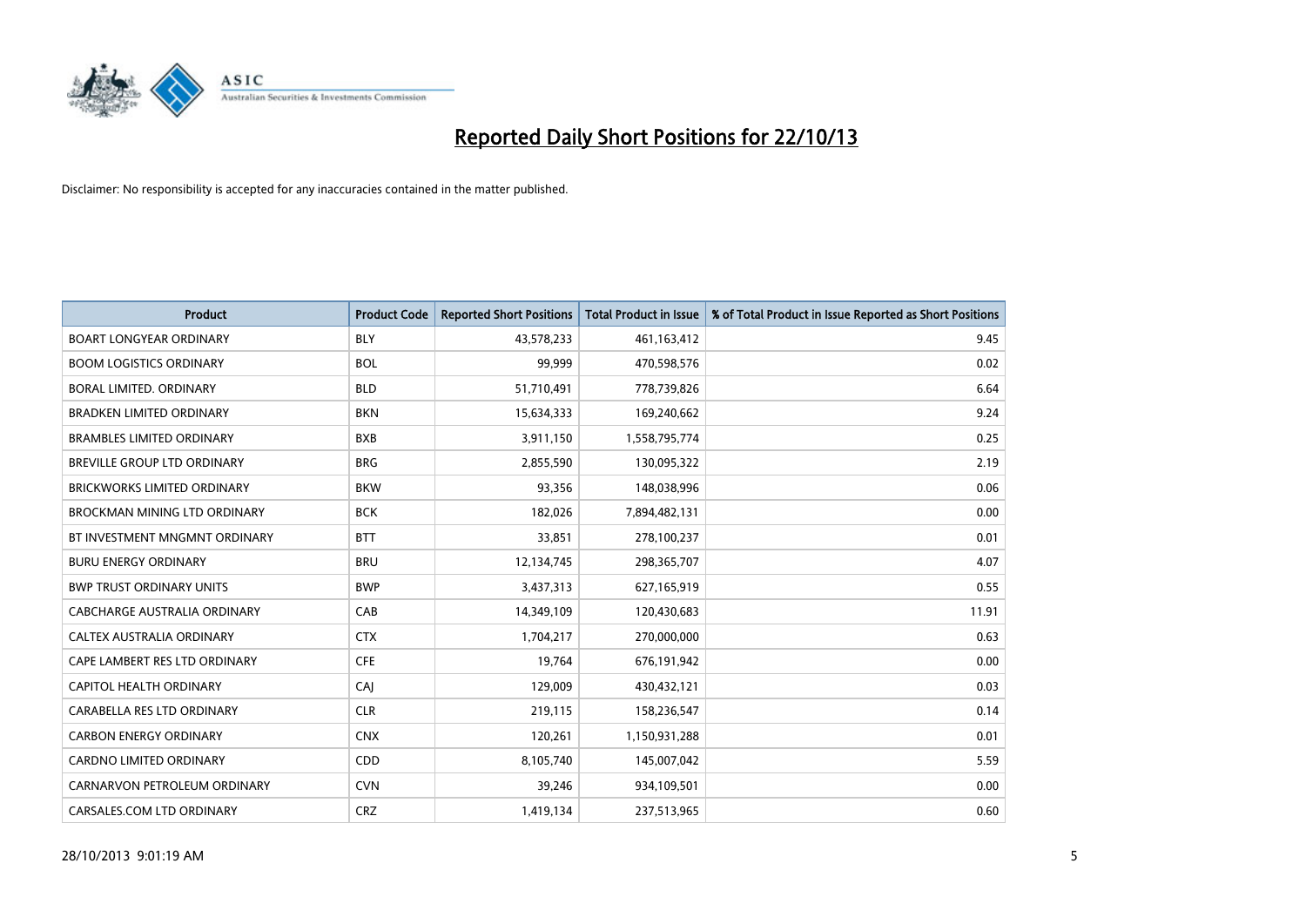# Reported Daily Short Positions for 22/10/13

Disclaimer: No responsibility is accepted for any inaccuracies contained in the matter published.

| Product | Product Code | Reported Short Positions | Total Product in Issue | % of Total Product in Issue Reported as Short Positions |
| --- | --- | --- | --- | --- |
| BOART LONGYEAR ORDINARY | BLY | 43,578,233 | 461,163,412 | 9.45 |
| BOOM LOGISTICS ORDINARY | BOL | 99,999 | 470,598,576 | 0.02 |
| BORAL LIMITED. ORDINARY | BLD | 51,710,491 | 778,739,826 | 6.64 |
| BRADKEN LIMITED ORDINARY | BKN | 15,634,333 | 169,240,662 | 9.24 |
| BRAMBLES LIMITED ORDINARY | BXB | 3,911,150 | 1,558,795,774 | 0.25 |
| BREVILLE GROUP LTD ORDINARY | BRG | 2,855,590 | 130,095,322 | 2.19 |
| BRICKWORKS LIMITED ORDINARY | BKW | 93,356 | 148,038,996 | 0.06 |
| BROCKMAN MINING LTD ORDINARY | BCK | 182,026 | 7,894,482,131 | 0.00 |
| BT INVESTMENT MNGMNT ORDINARY | BTT | 33,851 | 278,100,237 | 0.01 |
| BURU ENERGY ORDINARY | BRU | 12,134,745 | 298,365,707 | 4.07 |
| BWP TRUST ORDINARY UNITS | BWP | 3,437,313 | 627,165,919 | 0.55 |
| CABCHARGE AUSTRALIA ORDINARY | CAB | 14,349,109 | 120,430,683 | 11.91 |
| CALTEX AUSTRALIA ORDINARY | CTX | 1,704,217 | 270,000,000 | 0.63 |
| CAPE LAMBERT RES LTD ORDINARY | CFE | 19,764 | 676,191,942 | 0.00 |
| CAPITOL HEALTH ORDINARY | CAJ | 129,009 | 430,432,121 | 0.03 |
| CARABELLA RES LTD ORDINARY | CLR | 219,115 | 158,236,547 | 0.14 |
| CARBON ENERGY ORDINARY | CNX | 120,261 | 1,150,931,288 | 0.01 |
| CARDNO LIMITED ORDINARY | CDD | 8,105,740 | 145,007,042 | 5.59 |
| CARNARVON PETROLEUM ORDINARY | CVN | 39,246 | 934,109,501 | 0.00 |
| CARSALES.COM LTD ORDINARY | CRZ | 1,419,134 | 237,513,965 | 0.60 |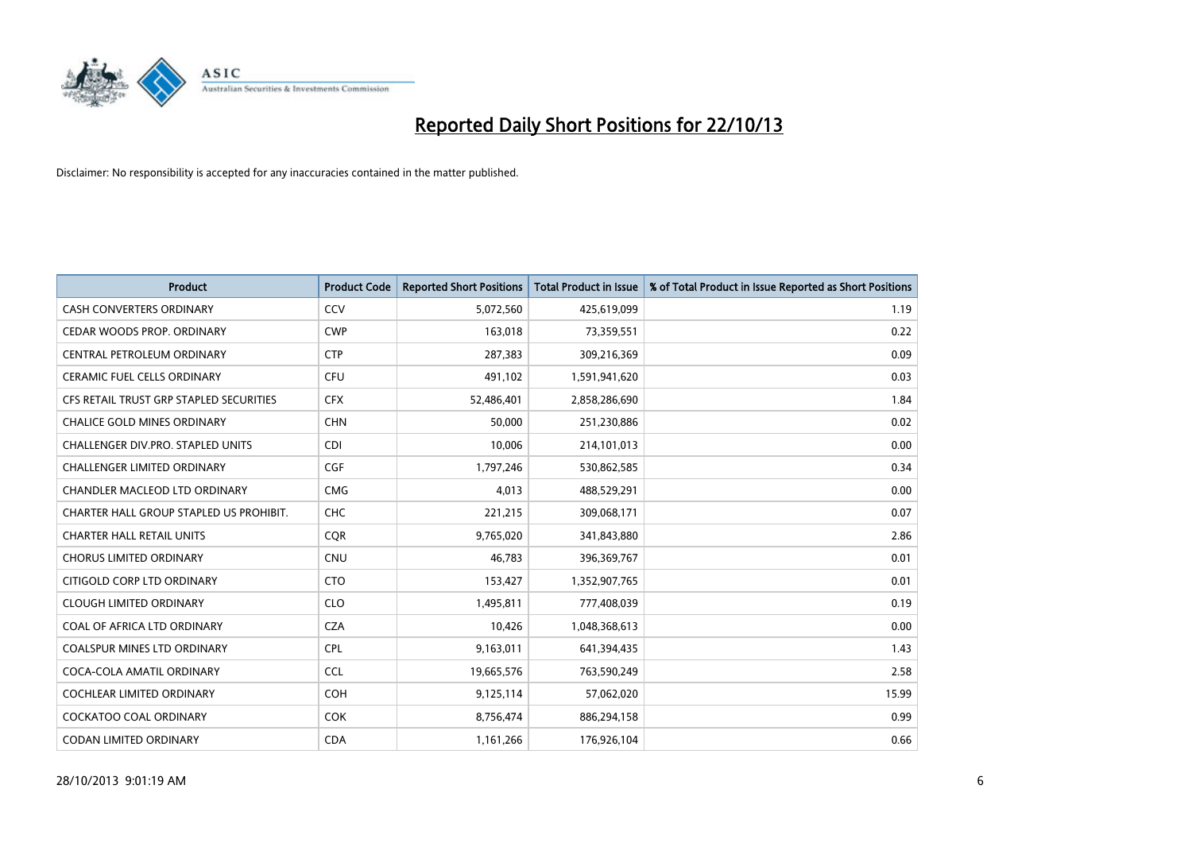# Reported Daily Short Positions for 22/10/13

Disclaimer: No responsibility is accepted for any inaccuracies contained in the matter published.

| Product | Product Code | Reported Short Positions | Total Product in Issue | % of Total Product in Issue Reported as Short Positions |
|---|---|---|---|---|
| CASH CONVERTERS ORDINARY | CCV | 5,072,560 | 425,619,099 | 1.19 |
| CEDAR WOODS PROP. ORDINARY | CWP | 163,018 | 73,359,551 | 0.22 |
| CENTRAL PETROLEUM ORDINARY | CTP | 287,383 | 309,216,369 | 0.09 |
| CERAMIC FUEL CELLS ORDINARY | CFU | 491,102 | 1,591,941,620 | 0.03 |
| CFS RETAIL TRUST GRP STAPLED SECURITIES | CFX | 52,486,401 | 2,858,286,690 | 1.84 |
| CHALICE GOLD MINES ORDINARY | CHN | 50,000 | 251,230,886 | 0.02 |
| CHALLENGER DIV.PRO. STAPLED UNITS | CDI | 10,006 | 214,101,013 | 0.00 |
| CHALLENGER LIMITED ORDINARY | CGF | 1,797,246 | 530,862,585 | 0.34 |
| CHANDLER MACLEOD LTD ORDINARY | CMG | 4,013 | 488,529,291 | 0.00 |
| CHARTER HALL GROUP STAPLED US PROHIBIT. | CHC | 221,215 | 309,068,171 | 0.07 |
| CHARTER HALL RETAIL UNITS | CQR | 9,765,020 | 341,843,880 | 2.86 |
| CHORUS LIMITED ORDINARY | CNU | 46,783 | 396,369,767 | 0.01 |
| CITIGOLD CORP LTD ORDINARY | CTO | 153,427 | 1,352,907,765 | 0.01 |
| CLOUGH LIMITED ORDINARY | CLO | 1,495,811 | 777,408,039 | 0.19 |
| COAL OF AFRICA LTD ORDINARY | CZA | 10,426 | 1,048,368,613 | 0.00 |
| COALSPUR MINES LTD ORDINARY | CPL | 9,163,011 | 641,394,435 | 1.43 |
| COCA-COLA AMATIL ORDINARY | CCL | 19,665,576 | 763,590,249 | 2.58 |
| COCHLEAR LIMITED ORDINARY | COH | 9,125,114 | 57,062,020 | 15.99 |
| COCKATOO COAL ORDINARY | COK | 8,756,474 | 886,294,158 | 0.99 |
| CODAN LIMITED ORDINARY | CDA | 1,161,266 | 176,926,104 | 0.66 |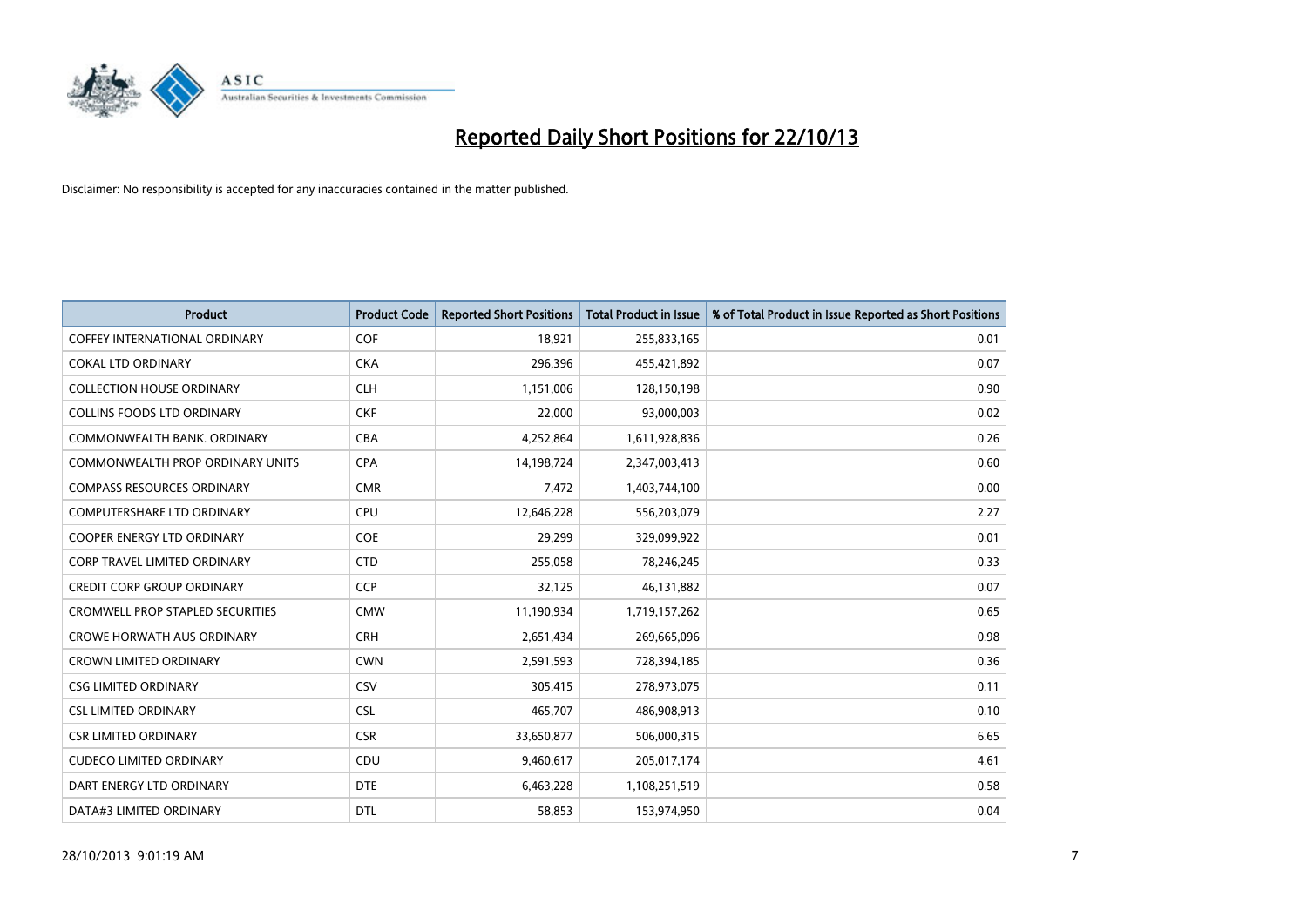# Reported Daily Short Positions for 22/10/13

Disclaimer: No responsibility is accepted for any inaccuracies contained in the matter published.

| Product | Product Code | Reported Short Positions | Total Product in Issue | % of Total Product in Issue Reported as Short Positions |
|---|---|---|---|---|
| COFFEY INTERNATIONAL ORDINARY | COF | 18,921 | 255,833,165 | 0.01 |
| COKAL LTD ORDINARY | CKA | 296,396 | 455,421,892 | 0.07 |
| COLLECTION HOUSE ORDINARY | CLH | 1,151,006 | 128,150,198 | 0.90 |
| COLLINS FOODS LTD ORDINARY | CKF | 22,000 | 93,000,003 | 0.02 |
| COMMONWEALTH BANK. ORDINARY | CBA | 4,252,864 | 1,611,928,836 | 0.26 |
| COMMONWEALTH PROP ORDINARY UNITS | CPA | 14,198,724 | 2,347,003,413 | 0.60 |
| COMPASS RESOURCES ORDINARY | CMR | 7,472 | 1,403,744,100 | 0.00 |
| COMPUTERSHARE LTD ORDINARY | CPU | 12,646,228 | 556,203,079 | 2.27 |
| COOPER ENERGY LTD ORDINARY | COE | 29,299 | 329,099,922 | 0.01 |
| CORP TRAVEL LIMITED ORDINARY | CTD | 255,058 | 78,246,245 | 0.33 |
| CREDIT CORP GROUP ORDINARY | CCP | 32,125 | 46,131,882 | 0.07 |
| CROMWELL PROP STAPLED SECURITIES | CMW | 11,190,934 | 1,719,157,262 | 0.65 |
| CROWE HORWATH AUS ORDINARY | CRH | 2,651,434 | 269,665,096 | 0.98 |
| CROWN LIMITED ORDINARY | CWN | 2,591,593 | 728,394,185 | 0.36 |
| CSG LIMITED ORDINARY | CSV | 305,415 | 278,973,075 | 0.11 |
| CSL LIMITED ORDINARY | CSL | 465,707 | 486,908,913 | 0.10 |
| CSR LIMITED ORDINARY | CSR | 33,650,877 | 506,000,315 | 6.65 |
| CUDECO LIMITED ORDINARY | CDU | 9,460,617 | 205,017,174 | 4.61 |
| DART ENERGY LTD ORDINARY | DTE | 6,463,228 | 1,108,251,519 | 0.58 |
| DATA#3 LIMITED ORDINARY | DTL | 58,853 | 153,974,950 | 0.04 |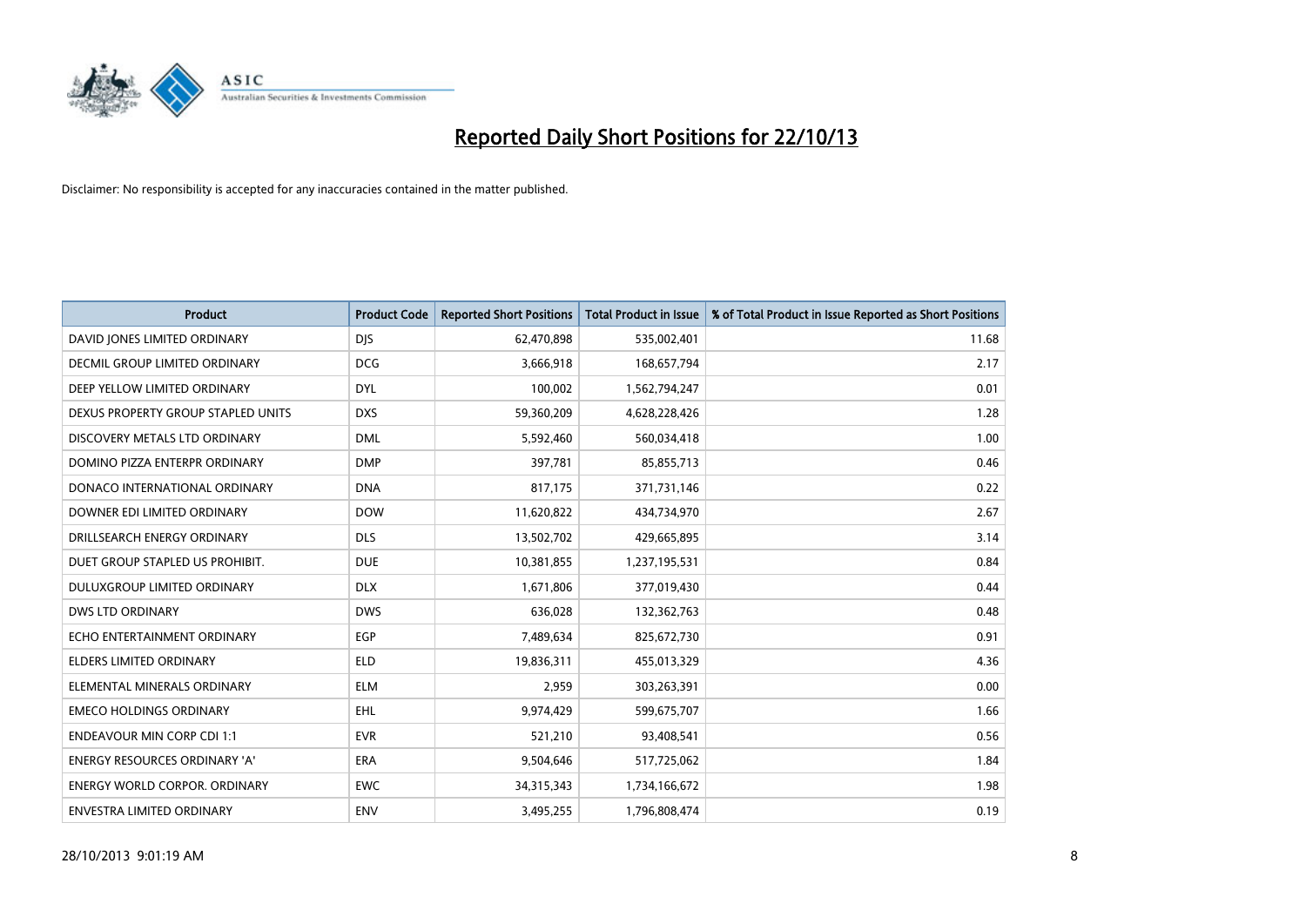# Reported Daily Short Positions for 22/10/13

Disclaimer: No responsibility is accepted for any inaccuracies contained in the matter published.

| Product | Product Code | Reported Short Positions | Total Product in Issue | % of Total Product in Issue Reported as Short Positions |
|---|---|---|---|---|
| DAVID JONES LIMITED ORDINARY | DJS | 62,470,898 | 535,002,401 | 11.68 |
| DECMIL GROUP LIMITED ORDINARY | DCG | 3,666,918 | 168,657,794 | 2.17 |
| DEEP YELLOW LIMITED ORDINARY | DYL | 100,002 | 1,562,794,247 | 0.01 |
| DEXUS PROPERTY GROUP STAPLED UNITS | DXS | 59,360,209 | 4,628,228,426 | 1.28 |
| DISCOVERY METALS LTD ORDINARY | DML | 5,592,460 | 560,034,418 | 1.00 |
| DOMINO PIZZA ENTERPR ORDINARY | DMP | 397,781 | 85,855,713 | 0.46 |
| DONACO INTERNATIONAL ORDINARY | DNA | 817,175 | 371,731,146 | 0.22 |
| DOWNER EDI LIMITED ORDINARY | DOW | 11,620,822 | 434,734,970 | 2.67 |
| DRILLSEARCH ENERGY ORDINARY | DLS | 13,502,702 | 429,665,895 | 3.14 |
| DUET GROUP STAPLED US PROHIBIT. | DUE | 10,381,855 | 1,237,195,531 | 0.84 |
| DULUXGROUP LIMITED ORDINARY | DLX | 1,671,806 | 377,019,430 | 0.44 |
| DWS LTD ORDINARY | DWS | 636,028 | 132,362,763 | 0.48 |
| ECHO ENTERTAINMENT ORDINARY | EGP | 7,489,634 | 825,672,730 | 0.91 |
| ELDERS LIMITED ORDINARY | ELD | 19,836,311 | 455,013,329 | 4.36 |
| ELEMENTAL MINERALS ORDINARY | ELM | 2,959 | 303,263,391 | 0.00 |
| EMECO HOLDINGS ORDINARY | EHL | 9,974,429 | 599,675,707 | 1.66 |
| ENDEAVOUR MIN CORP CDI 1:1 | EVR | 521,210 | 93,408,541 | 0.56 |
| ENERGY RESOURCES ORDINARY 'A' | ERA | 9,504,646 | 517,725,062 | 1.84 |
| ENERGY WORLD CORPOR. ORDINARY | EWC | 34,315,343 | 1,734,166,672 | 1.98 |
| ENVESTRA LIMITED ORDINARY | ENV | 3,495,255 | 1,796,808,474 | 0.19 |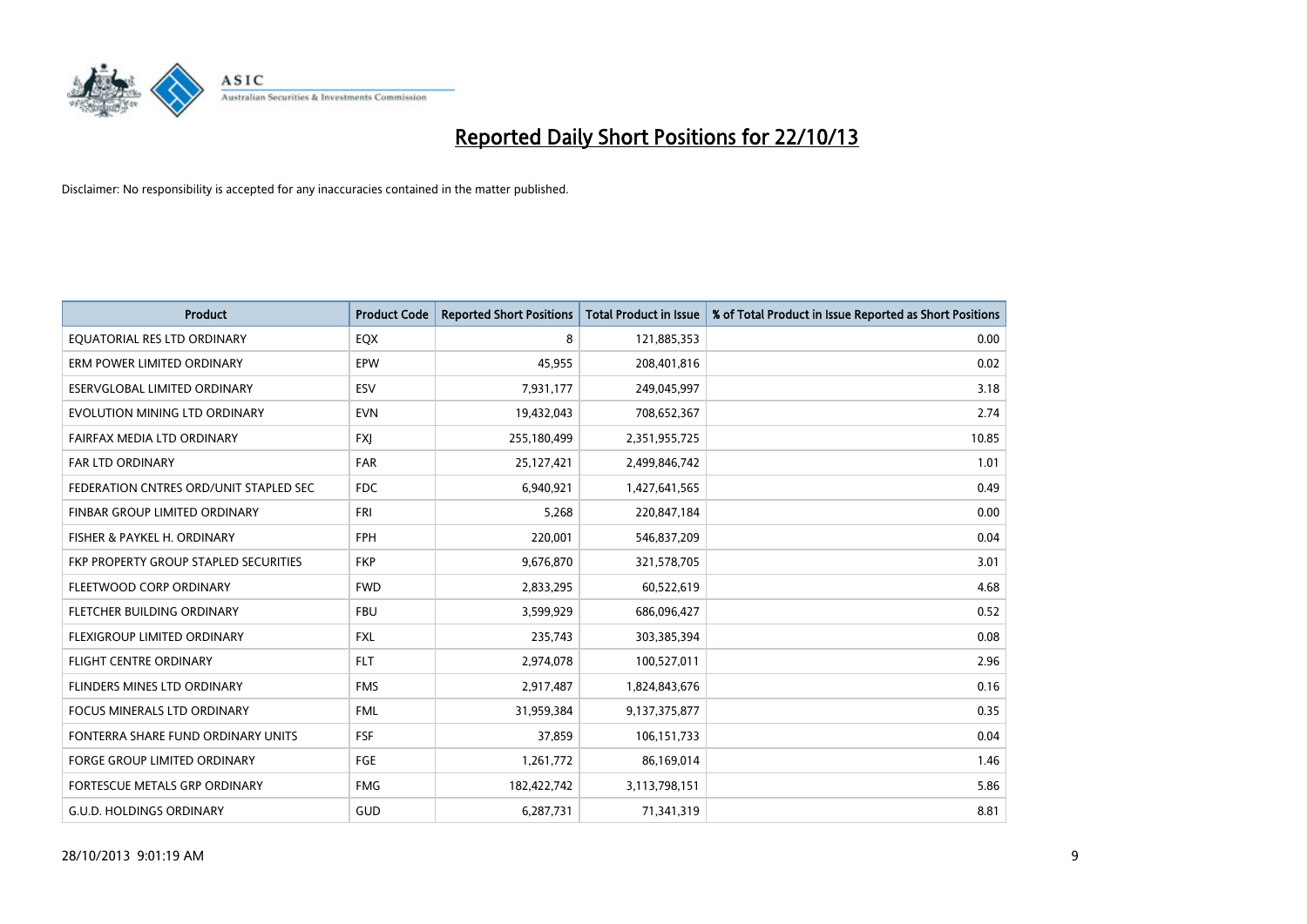# Reported Daily Short Positions for 22/10/13

Disclaimer: No responsibility is accepted for any inaccuracies contained in the matter published.

| Product | Product Code | Reported Short Positions | Total Product in Issue | % of Total Product in Issue Reported as Short Positions |
|---|---|---|---|---|
| EQUATORIAL RES LTD ORDINARY | EQX | 8 | 121,885,353 | 0.00 |
| ERM POWER LIMITED ORDINARY | EPW | 45,955 | 208,401,816 | 0.02 |
| ESERVGLOBAL LIMITED ORDINARY | ESV | 7,931,177 | 249,045,997 | 3.18 |
| EVOLUTION MINING LTD ORDINARY | EVN | 19,432,043 | 708,652,367 | 2.74 |
| FAIRFAX MEDIA LTD ORDINARY | FXJ | 255,180,499 | 2,351,955,725 | 10.85 |
| FAR LTD ORDINARY | FAR | 25,127,421 | 2,499,846,742 | 1.01 |
| FEDERATION CNTRES ORD/UNIT STAPLED SEC | FDC | 6,940,921 | 1,427,641,565 | 0.49 |
| FINBAR GROUP LIMITED ORDINARY | FRI | 5,268 | 220,847,184 | 0.00 |
| FISHER & PAYKEL H. ORDINARY | FPH | 220,001 | 546,837,209 | 0.04 |
| FKP PROPERTY GROUP STAPLED SECURITIES | FKP | 9,676,870 | 321,578,705 | 3.01 |
| FLEETWOOD CORP ORDINARY | FWD | 2,833,295 | 60,522,619 | 4.68 |
| FLETCHER BUILDING ORDINARY | FBU | 3,599,929 | 686,096,427 | 0.52 |
| FLEXIGROUP LIMITED ORDINARY | FXL | 235,743 | 303,385,394 | 0.08 |
| FLIGHT CENTRE ORDINARY | FLT | 2,974,078 | 100,527,011 | 2.96 |
| FLINDERS MINES LTD ORDINARY | FMS | 2,917,487 | 1,824,843,676 | 0.16 |
| FOCUS MINERALS LTD ORDINARY | FML | 31,959,384 | 9,137,375,877 | 0.35 |
| FONTERRA SHARE FUND ORDINARY UNITS | FSF | 37,859 | 106,151,733 | 0.04 |
| FORGE GROUP LIMITED ORDINARY | FGE | 1,261,772 | 86,169,014 | 1.46 |
| FORTESCUE METALS GRP ORDINARY | FMG | 182,422,742 | 3,113,798,151 | 5.86 |
| G.U.D. HOLDINGS ORDINARY | GUD | 6,287,731 | 71,341,319 | 8.81 |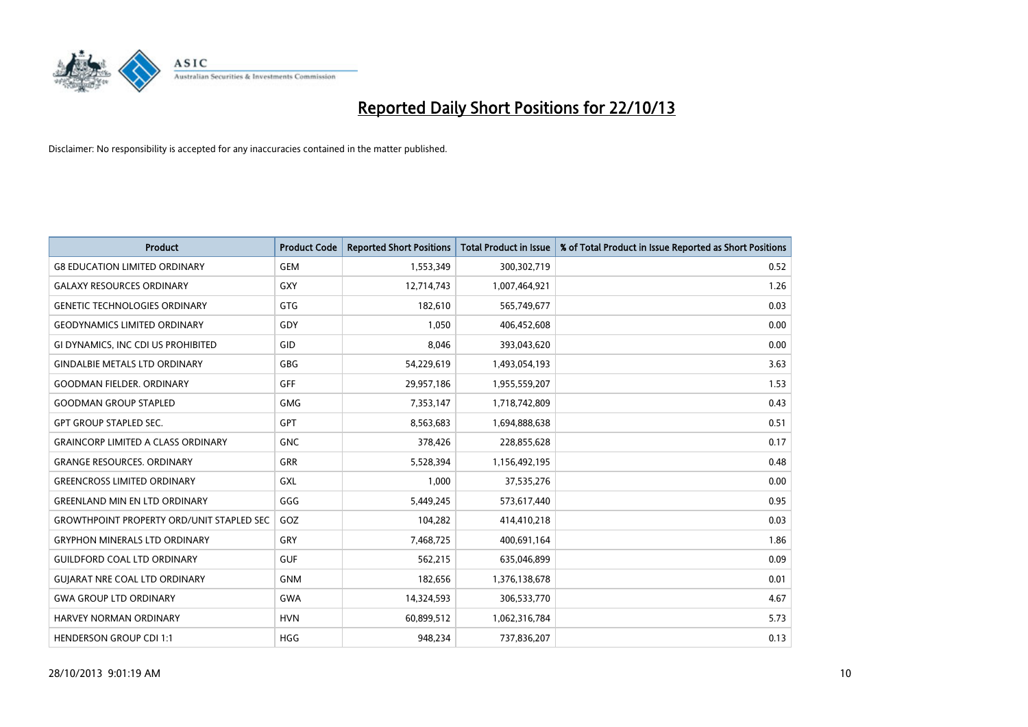# Reported Daily Short Positions for 22/10/13

Disclaimer: No responsibility is accepted for any inaccuracies contained in the matter published.

| Product | Product Code | Reported Short Positions | Total Product in Issue | % of Total Product in Issue Reported as Short Positions |
|---|---|---|---|---|
| G8 EDUCATION LIMITED ORDINARY | GEM | 1,553,349 | 300,302,719 | 0.52 |
| GALAXY RESOURCES ORDINARY | GXY | 12,714,743 | 1,007,464,921 | 1.26 |
| GENETIC TECHNOLOGIES ORDINARY | GTG | 182,610 | 565,749,677 | 0.03 |
| GEODYNAMICS LIMITED ORDINARY | GDY | 1,050 | 406,452,608 | 0.00 |
| GI DYNAMICS, INC CDI US PROHIBITED | GID | 8,046 | 393,043,620 | 0.00 |
| GINDALBIE METALS LTD ORDINARY | GBG | 54,229,619 | 1,493,054,193 | 3.63 |
| GOODMAN FIELDER. ORDINARY | GFF | 29,957,186 | 1,955,559,207 | 1.53 |
| GOODMAN GROUP STAPLED | GMG | 7,353,147 | 1,718,742,809 | 0.43 |
| GPT GROUP STAPLED SEC. | GPT | 8,563,683 | 1,694,888,638 | 0.51 |
| GRAINCORP LIMITED A CLASS ORDINARY | GNC | 378,426 | 228,855,628 | 0.17 |
| GRANGE RESOURCES. ORDINARY | GRR | 5,528,394 | 1,156,492,195 | 0.48 |
| GREENCROSS LIMITED ORDINARY | GXL | 1,000 | 37,535,276 | 0.00 |
| GREENLAND MIN EN LTD ORDINARY | GGG | 5,449,245 | 573,617,440 | 0.95 |
| GROWTHPOINT PROPERTY ORD/UNIT STAPLED SEC | GOZ | 104,282 | 414,410,218 | 0.03 |
| GRYPHON MINERALS LTD ORDINARY | GRY | 7,468,725 | 400,691,164 | 1.86 |
| GUILDFORD COAL LTD ORDINARY | GUF | 562,215 | 635,046,899 | 0.09 |
| GUJARAT NRE COAL LTD ORDINARY | GNM | 182,656 | 1,376,138,678 | 0.01 |
| GWA GROUP LTD ORDINARY | GWA | 14,324,593 | 306,533,770 | 4.67 |
| HARVEY NORMAN ORDINARY | HVN | 60,899,512 | 1,062,316,784 | 5.73 |
| HENDERSON GROUP CDI 1:1 | HGG | 948,234 | 737,836,207 | 0.13 |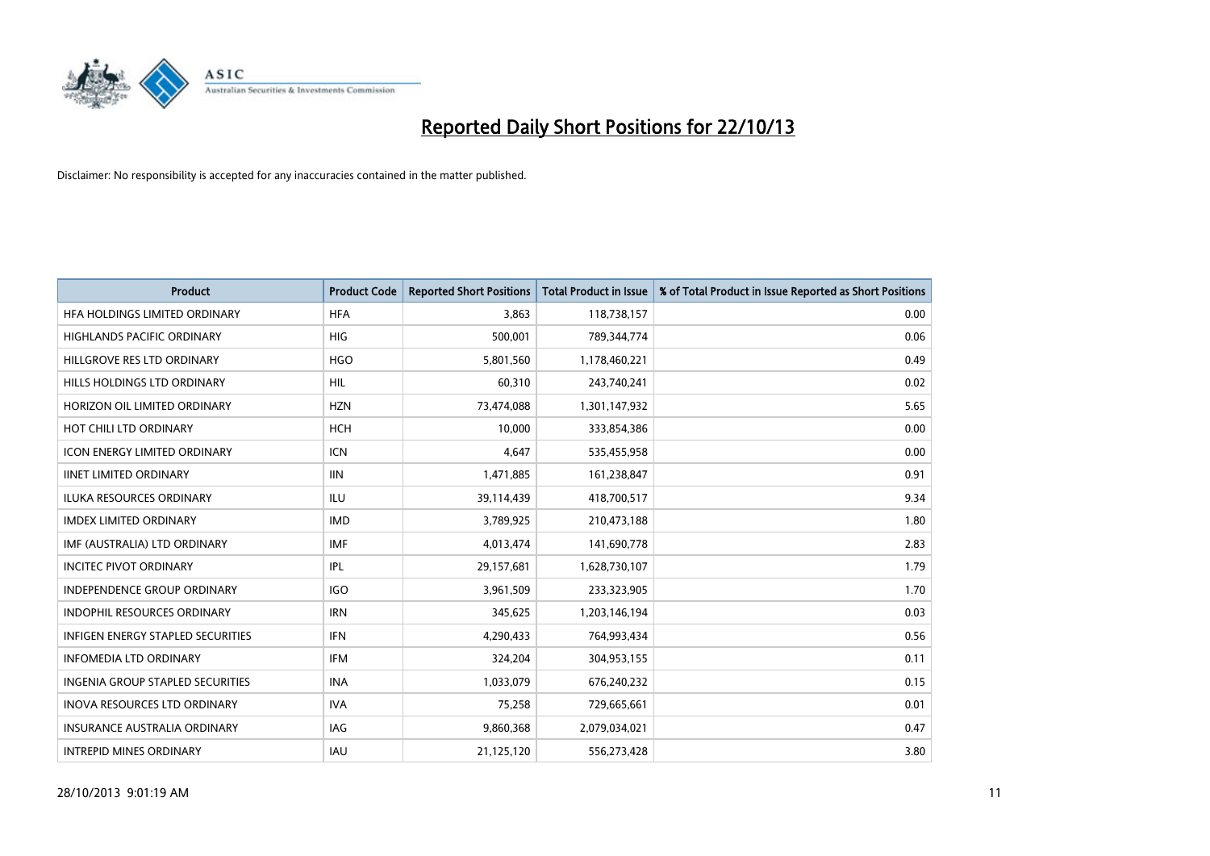# Reported Daily Short Positions for 22/10/13

Disclaimer: No responsibility is accepted for any inaccuracies contained in the matter published.

| Product | Product Code | Reported Short Positions | Total Product in Issue | % of Total Product in Issue Reported as Short Positions |
|---|---|---|---|---|
| HFA HOLDINGS LIMITED ORDINARY | HFA | 3,863 | 118,738,157 | 0.00 |
| HIGHLANDS PACIFIC ORDINARY | HIG | 500,001 | 789,344,774 | 0.06 |
| HILLGROVE RES LTD ORDINARY | HGO | 5,801,560 | 1,178,460,221 | 0.49 |
| HILLS HOLDINGS LTD ORDINARY | HIL | 60,310 | 243,740,241 | 0.02 |
| HORIZON OIL LIMITED ORDINARY | HZN | 73,474,088 | 1,301,147,932 | 5.65 |
| HOT CHILI LTD ORDINARY | HCH | 10,000 | 333,854,386 | 0.00 |
| ICON ENERGY LIMITED ORDINARY | ICN | 4,647 | 535,455,958 | 0.00 |
| IINET LIMITED ORDINARY | IIN | 1,471,885 | 161,238,847 | 0.91 |
| ILUKA RESOURCES ORDINARY | ILU | 39,114,439 | 418,700,517 | 9.34 |
| IMDEX LIMITED ORDINARY | IMD | 3,789,925 | 210,473,188 | 1.80 |
| IMF (AUSTRALIA) LTD ORDINARY | IMF | 4,013,474 | 141,690,778 | 2.83 |
| INCITEC PIVOT ORDINARY | IPL | 29,157,681 | 1,628,730,107 | 1.79 |
| INDEPENDENCE GROUP ORDINARY | IGO | 3,961,509 | 233,323,905 | 1.70 |
| INDOPHIL RESOURCES ORDINARY | IRN | 345,625 | 1,203,146,194 | 0.03 |
| INFIGEN ENERGY STAPLED SECURITIES | IFN | 4,290,433 | 764,993,434 | 0.56 |
| INFOMEDIA LTD ORDINARY | IFM | 324,204 | 304,953,155 | 0.11 |
| INGENIA GROUP STAPLED SECURITIES | INA | 1,033,079 | 676,240,232 | 0.15 |
| INOVA RESOURCES LTD ORDINARY | IVA | 75,258 | 729,665,661 | 0.01 |
| INSURANCE AUSTRALIA ORDINARY | IAG | 9,860,368 | 2,079,034,021 | 0.47 |
| INTREPID MINES ORDINARY | IAU | 21,125,120 | 556,273,428 | 3.80 |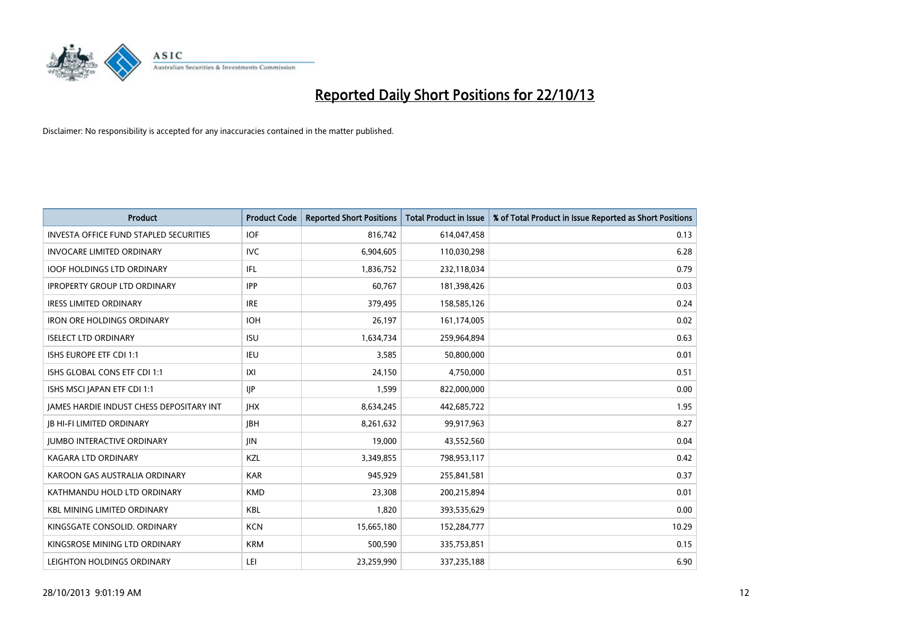# Reported Daily Short Positions for 22/10/13

Disclaimer: No responsibility is accepted for any inaccuracies contained in the matter published.

| Product | Product Code | Reported Short Positions | Total Product in Issue | % of Total Product in Issue Reported as Short Positions |
|---|---|---|---|---|
| INVESTA OFFICE FUND STAPLED SECURITIES | IOF | 816,742 | 614,047,458 | 0.13 |
| INVOCARE LIMITED ORDINARY | IVC | 6,904,605 | 110,030,298 | 6.28 |
| IOOF HOLDINGS LTD ORDINARY | IFL | 1,836,752 | 232,118,034 | 0.79 |
| IPROPERTY GROUP LTD ORDINARY | IPP | 60,767 | 181,398,426 | 0.03 |
| IRESS LIMITED ORDINARY | IRE | 379,495 | 158,585,126 | 0.24 |
| IRON ORE HOLDINGS ORDINARY | IOH | 26,197 | 161,174,005 | 0.02 |
| ISELECT LTD ORDINARY | ISU | 1,634,734 | 259,964,894 | 0.63 |
| ISHS EUROPE ETF CDI 1:1 | IEU | 3,585 | 50,800,000 | 0.01 |
| ISHS GLOBAL CONS ETF CDI 1:1 | IXI | 24,150 | 4,750,000 | 0.51 |
| ISHS MSCI JAPAN ETF CDI 1:1 | IJP | 1,599 | 822,000,000 | 0.00 |
| JAMES HARDIE INDUST CHESS DEPOSITARY INT | JHX | 8,634,245 | 442,685,722 | 1.95 |
| JB HI-FI LIMITED ORDINARY | JBH | 8,261,632 | 99,917,963 | 8.27 |
| JUMBO INTERACTIVE ORDINARY | JIN | 19,000 | 43,552,560 | 0.04 |
| KAGARA LTD ORDINARY | KZL | 3,349,855 | 798,953,117 | 0.42 |
| KAROON GAS AUSTRALIA ORDINARY | KAR | 945,929 | 255,841,581 | 0.37 |
| KATHMANDU HOLD LTD ORDINARY | KMD | 23,308 | 200,215,894 | 0.01 |
| KBL MINING LIMITED ORDINARY | KBL | 1,820 | 393,535,629 | 0.00 |
| KINGSGATE CONSOLID. ORDINARY | KCN | 15,665,180 | 152,284,777 | 10.29 |
| KINGSROSE MINING LTD ORDINARY | KRM | 500,590 | 335,753,851 | 0.15 |
| LEIGHTON HOLDINGS ORDINARY | LEI | 23,259,990 | 337,235,188 | 6.90 |

28/10/2013 9:01:19 AM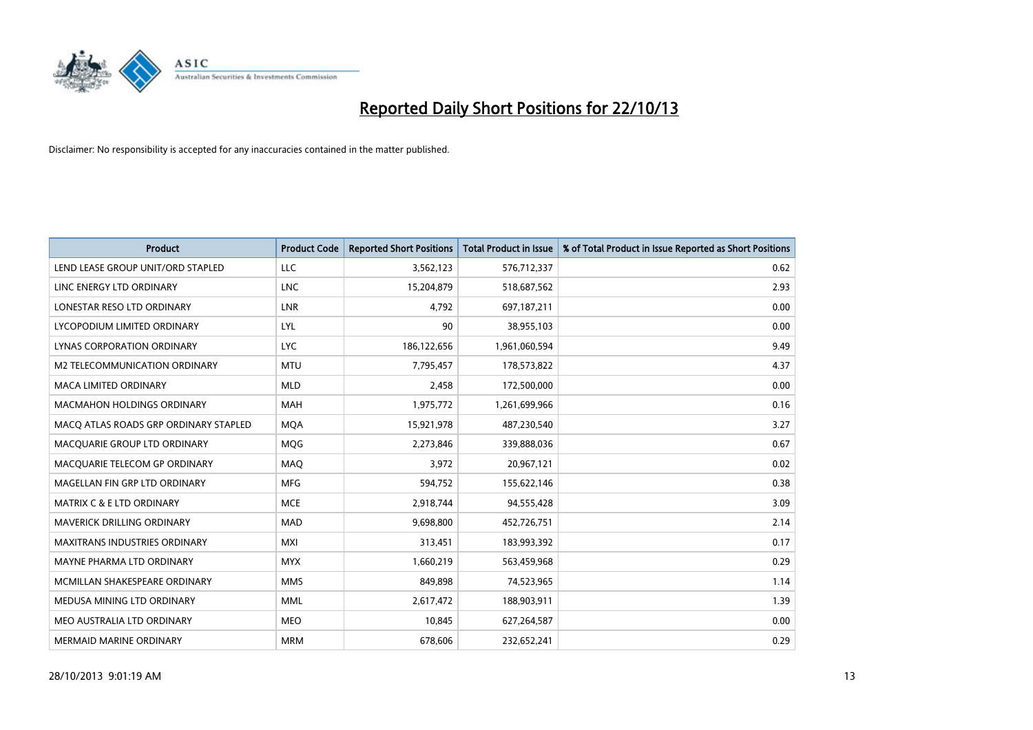# Reported Daily Short Positions for 22/10/13

Disclaimer: No responsibility is accepted for any inaccuracies contained in the matter published.

| Product | Product Code | Reported Short Positions | Total Product in Issue | % of Total Product in Issue Reported as Short Positions |
|---|---|---|---|---|
| LEND LEASE GROUP UNIT/ORD STAPLED | LLC | 3,562,123 | 576,712,337 | 0.62 |
| LINC ENERGY LTD ORDINARY | LNC | 15,204,879 | 518,687,562 | 2.93 |
| LONESTAR RESO LTD ORDINARY | LNR | 4,792 | 697,187,211 | 0.00 |
| LYCOPODIUM LIMITED ORDINARY | LYL | 90 | 38,955,103 | 0.00 |
| LYNAS CORPORATION ORDINARY | LYC | 186,122,656 | 1,961,060,594 | 9.49 |
| M2 TELECOMMUNICATION ORDINARY | MTU | 7,795,457 | 178,573,822 | 4.37 |
| MACA LIMITED ORDINARY | MLD | 2,458 | 172,500,000 | 0.00 |
| MACMAHON HOLDINGS ORDINARY | MAH | 1,975,772 | 1,261,699,966 | 0.16 |
| MACQ ATLAS ROADS GRP ORDINARY STAPLED | MQA | 15,921,978 | 487,230,540 | 3.27 |
| MACQUARIE GROUP LTD ORDINARY | MQG | 2,273,846 | 339,888,036 | 0.67 |
| MACQUARIE TELECOM GP ORDINARY | MAQ | 3,972 | 20,967,121 | 0.02 |
| MAGELLAN FIN GRP LTD ORDINARY | MFG | 594,752 | 155,622,146 | 0.38 |
| MATRIX C & E LTD ORDINARY | MCE | 2,918,744 | 94,555,428 | 3.09 |
| MAVERICK DRILLING ORDINARY | MAD | 9,698,800 | 452,726,751 | 2.14 |
| MAXITRANS INDUSTRIES ORDINARY | MXI | 313,451 | 183,993,392 | 0.17 |
| MAYNE PHARMA LTD ORDINARY | MYX | 1,660,219 | 563,459,968 | 0.29 |
| MCMILLAN SHAKESPEARE ORDINARY | MMS | 849,898 | 74,523,965 | 1.14 |
| MEDUSA MINING LTD ORDINARY | MML | 2,617,472 | 188,903,911 | 1.39 |
| MEO AUSTRALIA LTD ORDINARY | MEO | 10,845 | 627,264,587 | 0.00 |
| MERMAID MARINE ORDINARY | MRM | 678,606 | 232,652,241 | 0.29 |

28/10/2013 9:01:19 AM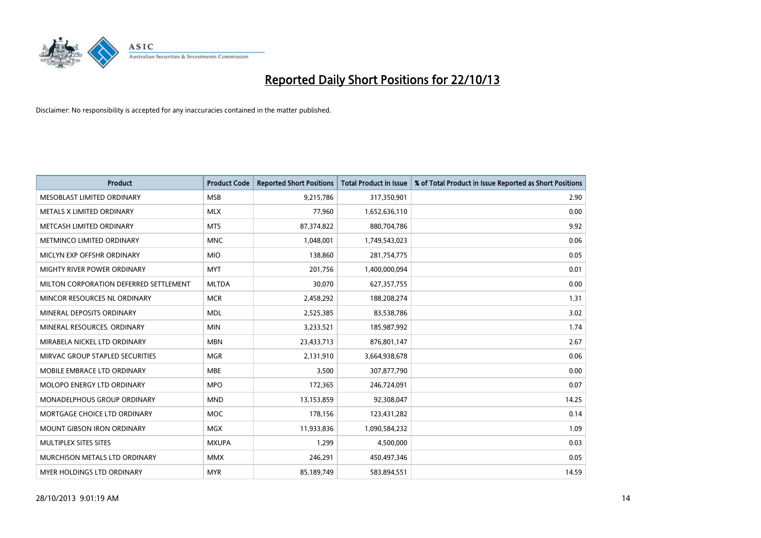# Reported Daily Short Positions for 22/10/13

Disclaimer: No responsibility is accepted for any inaccuracies contained in the matter published.

| Product | Product Code | Reported Short Positions | Total Product in Issue | % of Total Product in Issue Reported as Short Positions |
| --- | --- | --- | --- | --- |
| MESOBLAST LIMITED ORDINARY | MSB | 9,215,786 | 317,350,901 | 2.90 |
| METALS X LIMITED ORDINARY | MLX | 77,960 | 1,652,636,110 | 0.00 |
| METCASH LIMITED ORDINARY | MTS | 87,374,822 | 880,704,786 | 9.92 |
| METMINCO LIMITED ORDINARY | MNC | 1,048,001 | 1,749,543,023 | 0.06 |
| MICLYN EXP OFFSHR ORDINARY | MIO | 138,860 | 281,754,775 | 0.05 |
| MIGHTY RIVER POWER ORDINARY | MYT | 201,756 | 1,400,000,094 | 0.01 |
| MILTON CORPORATION DEFERRED SETTLEMENT | MLTDA | 30,070 | 627,357,755 | 0.00 |
| MINCOR RESOURCES NL ORDINARY | MCR | 2,458,292 | 188,208,274 | 1.31 |
| MINERAL DEPOSITS ORDINARY | MDL | 2,525,385 | 83,538,786 | 3.02 |
| MINERAL RESOURCES. ORDINARY | MIN | 3,233,521 | 185,987,992 | 1.74 |
| MIRABELA NICKEL LTD ORDINARY | MBN | 23,433,713 | 876,801,147 | 2.67 |
| MIRVAC GROUP STAPLED SECURITIES | MGR | 2,131,910 | 3,664,938,678 | 0.06 |
| MOBILE EMBRACE LTD ORDINARY | MBE | 3,500 | 307,877,790 | 0.00 |
| MOLOPO ENERGY LTD ORDINARY | MPO | 172,365 | 246,724,091 | 0.07 |
| MONADELPHOUS GROUP ORDINARY | MND | 13,153,859 | 92,308,047 | 14.25 |
| MORTGAGE CHOICE LTD ORDINARY | MOC | 178,156 | 123,431,282 | 0.14 |
| MOUNT GIBSON IRON ORDINARY | MGX | 11,933,836 | 1,090,584,232 | 1.09 |
| MULTIPLEX SITES SITES | MXUPA | 1,299 | 4,500,000 | 0.03 |
| MURCHISON METALS LTD ORDINARY | MMX | 246,291 | 450,497,346 | 0.05 |
| MYER HOLDINGS LTD ORDINARY | MYR | 85,189,749 | 583,894,551 | 14.59 |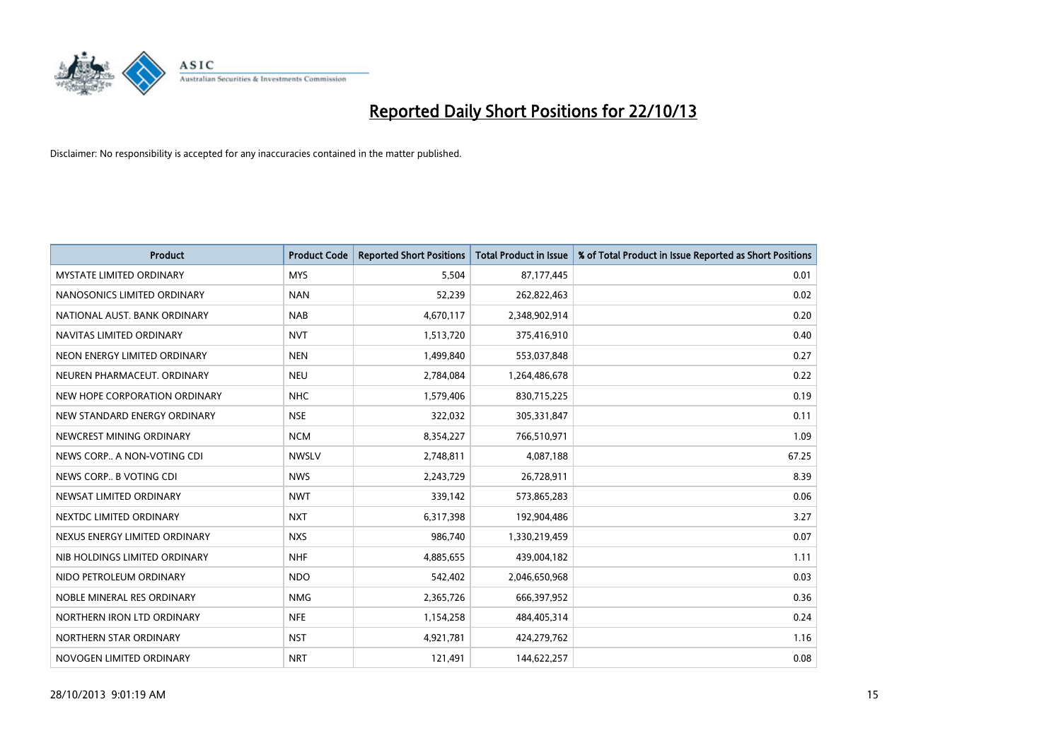# Reported Daily Short Positions for 22/10/13

Disclaimer: No responsibility is accepted for any inaccuracies contained in the matter published.

| Product | Product Code | Reported Short Positions | Total Product in Issue | % of Total Product in Issue Reported as Short Positions |
|---|---|---|---|---|
| MYSTATE LIMITED ORDINARY | MYS | 5,504 | 87,177,445 | 0.01 |
| NANOSONICS LIMITED ORDINARY | NAN | 52,239 | 262,822,463 | 0.02 |
| NATIONAL AUST. BANK ORDINARY | NAB | 4,670,117 | 2,348,902,914 | 0.20 |
| NAVITAS LIMITED ORDINARY | NVT | 1,513,720 | 375,416,910 | 0.40 |
| NEON ENERGY LIMITED ORDINARY | NEN | 1,499,840 | 553,037,848 | 0.27 |
| NEUREN PHARMACEUT. ORDINARY | NEU | 2,784,084 | 1,264,486,678 | 0.22 |
| NEW HOPE CORPORATION ORDINARY | NHC | 1,579,406 | 830,715,225 | 0.19 |
| NEW STANDARD ENERGY ORDINARY | NSE | 322,032 | 305,331,847 | 0.11 |
| NEWCREST MINING ORDINARY | NCM | 8,354,227 | 766,510,971 | 1.09 |
| NEWS CORP.. A NON-VOTING CDI | NWSLV | 2,748,811 | 4,087,188 | 67.25 |
| NEWS CORP.. B VOTING CDI | NWS | 2,243,729 | 26,728,911 | 8.39 |
| NEWSAT LIMITED ORDINARY | NWT | 339,142 | 573,865,283 | 0.06 |
| NEXTDC LIMITED ORDINARY | NXT | 6,317,398 | 192,904,486 | 3.27 |
| NEXUS ENERGY LIMITED ORDINARY | NXS | 986,740 | 1,330,219,459 | 0.07 |
| NIB HOLDINGS LIMITED ORDINARY | NHF | 4,885,655 | 439,004,182 | 1.11 |
| NIDO PETROLEUM ORDINARY | NDO | 542,402 | 2,046,650,968 | 0.03 |
| NOBLE MINERAL RES ORDINARY | NMG | 2,365,726 | 666,397,952 | 0.36 |
| NORTHERN IRON LTD ORDINARY | NFE | 1,154,258 | 484,405,314 | 0.24 |
| NORTHERN STAR ORDINARY | NST | 4,921,781 | 424,279,762 | 1.16 |
| NOVOGEN LIMITED ORDINARY | NRT | 121,491 | 144,622,257 | 0.08 |

28/10/2013 9:01:19 AM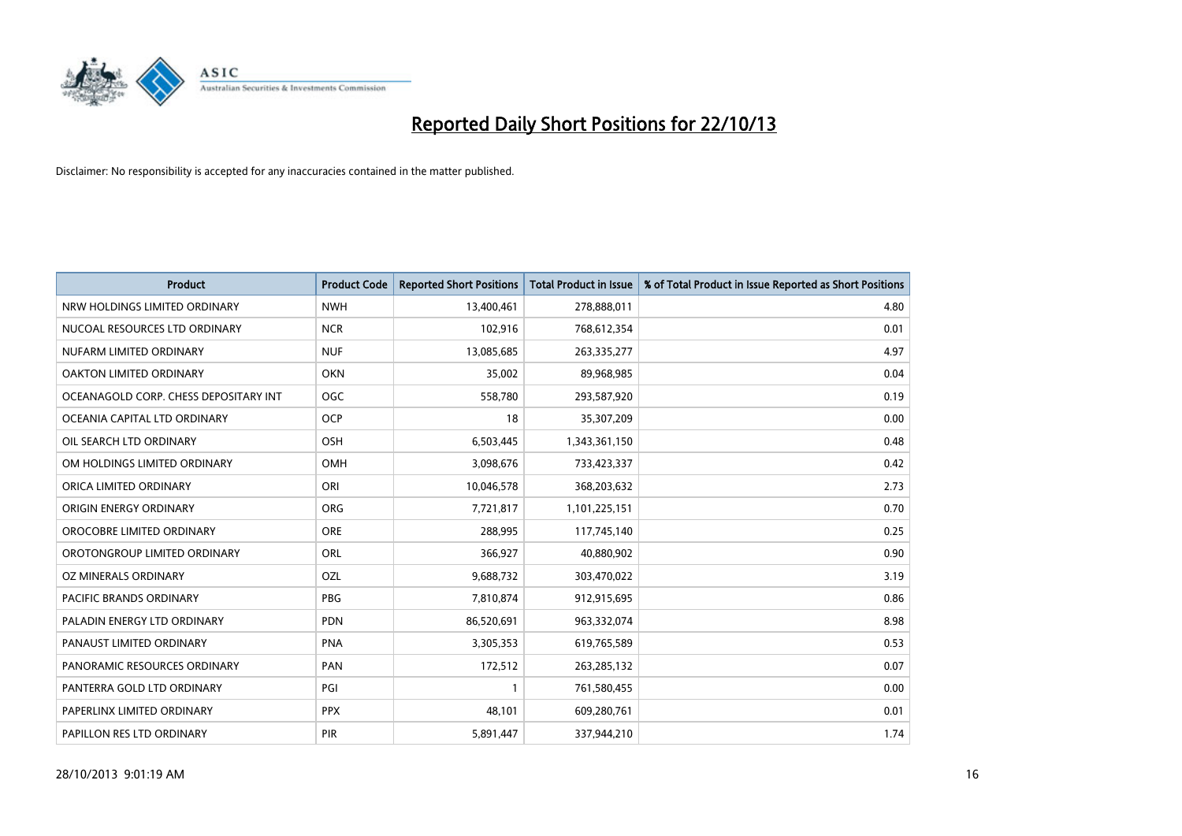# Reported Daily Short Positions for 22/10/13

Disclaimer: No responsibility is accepted for any inaccuracies contained in the matter published.

| Product | Product Code | Reported Short Positions | Total Product in Issue | % of Total Product in Issue Reported as Short Positions |
|---|---|---|---|---|
| NRW HOLDINGS LIMITED ORDINARY | NWH | 13,400,461 | 278,888,011 | 4.80 |
| NUCOAL RESOURCES LTD ORDINARY | NCR | 102,916 | 768,612,354 | 0.01 |
| NUFARM LIMITED ORDINARY | NUF | 13,085,685 | 263,335,277 | 4.97 |
| OAKTON LIMITED ORDINARY | OKN | 35,002 | 89,968,985 | 0.04 |
| OCEANAGOLD CORP. CHESS DEPOSITARY INT | OGC | 558,780 | 293,587,920 | 0.19 |
| OCEANIA CAPITAL LTD ORDINARY | OCP | 18 | 35,307,209 | 0.00 |
| OIL SEARCH LTD ORDINARY | OSH | 6,503,445 | 1,343,361,150 | 0.48 |
| OM HOLDINGS LIMITED ORDINARY | OMH | 3,098,676 | 733,423,337 | 0.42 |
| ORICA LIMITED ORDINARY | ORI | 10,046,578 | 368,203,632 | 2.73 |
| ORIGIN ENERGY ORDINARY | ORG | 7,721,817 | 1,101,225,151 | 0.70 |
| OROCOBRE LIMITED ORDINARY | ORE | 288,995 | 117,745,140 | 0.25 |
| OROTONGROUP LIMITED ORDINARY | ORL | 366,927 | 40,880,902 | 0.90 |
| OZ MINERALS ORDINARY | OZL | 9,688,732 | 303,470,022 | 3.19 |
| PACIFIC BRANDS ORDINARY | PBG | 7,810,874 | 912,915,695 | 0.86 |
| PALADIN ENERGY LTD ORDINARY | PDN | 86,520,691 | 963,332,074 | 8.98 |
| PANAUST LIMITED ORDINARY | PNA | 3,305,353 | 619,765,589 | 0.53 |
| PANORAMIC RESOURCES ORDINARY | PAN | 172,512 | 263,285,132 | 0.07 |
| PANTERRA GOLD LTD ORDINARY | PGI | 1 | 761,580,455 | 0.00 |
| PAPERLINX LIMITED ORDINARY | PPX | 48,101 | 609,280,761 | 0.01 |
| PAPILLON RES LTD ORDINARY | PIR | 5,891,447 | 337,944,210 | 1.74 |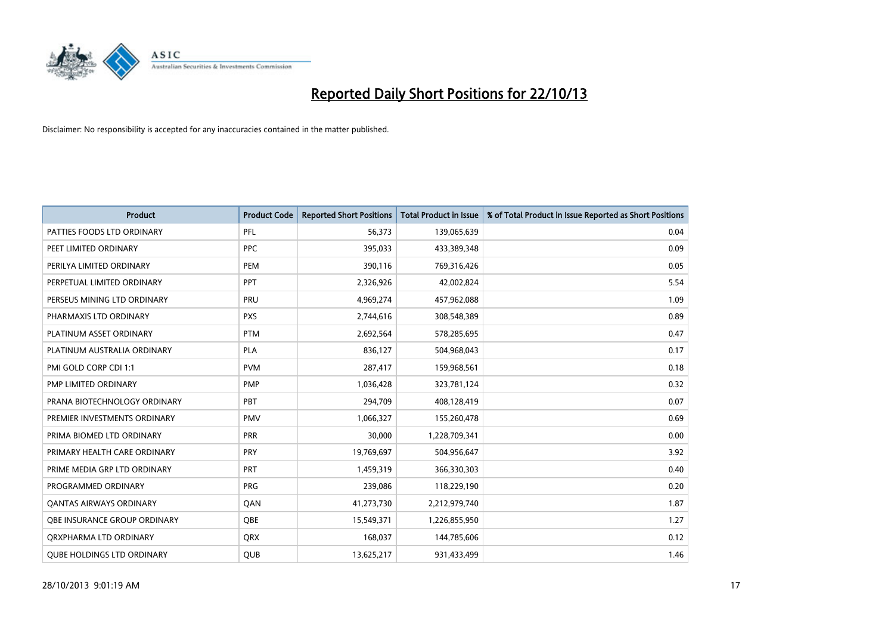# Reported Daily Short Positions for 22/10/13

Disclaimer: No responsibility is accepted for any inaccuracies contained in the matter published.

| Product | Product Code | Reported Short Positions | Total Product in Issue | % of Total Product in Issue Reported as Short Positions |
|---|---|---|---|---|
| PATTIES FOODS LTD ORDINARY | PFL | 56,373 | 139,065,639 | 0.04 |
| PEET LIMITED ORDINARY | PPC | 395,033 | 433,389,348 | 0.09 |
| PERILYA LIMITED ORDINARY | PEM | 390,116 | 769,316,426 | 0.05 |
| PERPETUAL LIMITED ORDINARY | PPT | 2,326,926 | 42,002,824 | 5.54 |
| PERSEUS MINING LTD ORDINARY | PRU | 4,969,274 | 457,962,088 | 1.09 |
| PHARMAXIS LTD ORDINARY | PXS | 2,744,616 | 308,548,389 | 0.89 |
| PLATINUM ASSET ORDINARY | PTM | 2,692,564 | 578,285,695 | 0.47 |
| PLATINUM AUSTRALIA ORDINARY | PLA | 836,127 | 504,968,043 | 0.17 |
| PMI GOLD CORP CDI 1:1 | PVM | 287,417 | 159,968,561 | 0.18 |
| PMP LIMITED ORDINARY | PMP | 1,036,428 | 323,781,124 | 0.32 |
| PRANA BIOTECHNOLOGY ORDINARY | PBT | 294,709 | 408,128,419 | 0.07 |
| PREMIER INVESTMENTS ORDINARY | PMV | 1,066,327 | 155,260,478 | 0.69 |
| PRIMA BIOMED LTD ORDINARY | PRR | 30,000 | 1,228,709,341 | 0.00 |
| PRIMARY HEALTH CARE ORDINARY | PRY | 19,769,697 | 504,956,647 | 3.92 |
| PRIME MEDIA GRP LTD ORDINARY | PRT | 1,459,319 | 366,330,303 | 0.40 |
| PROGRAMMED ORDINARY | PRG | 239,086 | 118,229,190 | 0.20 |
| QANTAS AIRWAYS ORDINARY | QAN | 41,273,730 | 2,212,979,740 | 1.87 |
| QBE INSURANCE GROUP ORDINARY | QBE | 15,549,371 | 1,226,855,950 | 1.27 |
| QRXPHARMA LTD ORDINARY | QRX | 168,037 | 144,785,606 | 0.12 |
| QUBE HOLDINGS LTD ORDINARY | QUB | 13,625,217 | 931,433,499 | 1.46 |

28/10/2013 9:01:19 AM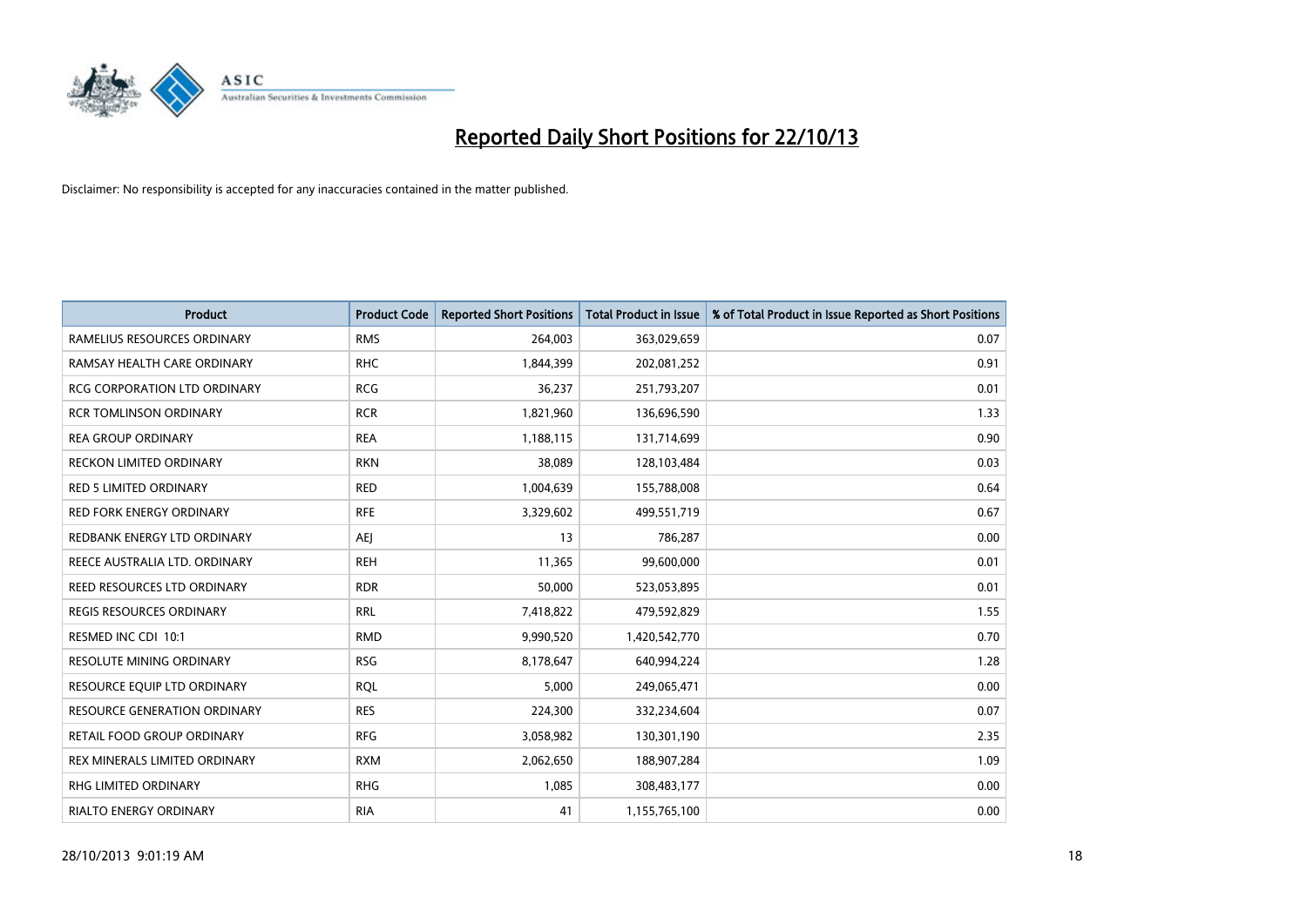# Reported Daily Short Positions for 22/10/13

Disclaimer: No responsibility is accepted for any inaccuracies contained in the matter published.

| Product | Product Code | Reported Short Positions | Total Product in Issue | % of Total Product in Issue Reported as Short Positions |
|---|---|---|---|---|
| RAMELIUS RESOURCES ORDINARY | RMS | 264,003 | 363,029,659 | 0.07 |
| RAMSAY HEALTH CARE ORDINARY | RHC | 1,844,399 | 202,081,252 | 0.91 |
| RCG CORPORATION LTD ORDINARY | RCG | 36,237 | 251,793,207 | 0.01 |
| RCR TOMLINSON ORDINARY | RCR | 1,821,960 | 136,696,590 | 1.33 |
| REA GROUP ORDINARY | REA | 1,188,115 | 131,714,699 | 0.90 |
| RECKON LIMITED ORDINARY | RKN | 38,089 | 128,103,484 | 0.03 |
| RED 5 LIMITED ORDINARY | RED | 1,004,639 | 155,788,008 | 0.64 |
| RED FORK ENERGY ORDINARY | RFE | 3,329,602 | 499,551,719 | 0.67 |
| REDBANK ENERGY LTD ORDINARY | AEJ | 13 | 786,287 | 0.00 |
| REECE AUSTRALIA LTD. ORDINARY | REH | 11,365 | 99,600,000 | 0.01 |
| REED RESOURCES LTD ORDINARY | RDR | 50,000 | 523,053,895 | 0.01 |
| REGIS RESOURCES ORDINARY | RRL | 7,418,822 | 479,592,829 | 1.55 |
| RESMED INC CDI 10:1 | RMD | 9,990,520 | 1,420,542,770 | 0.70 |
| RESOLUTE MINING ORDINARY | RSG | 8,178,647 | 640,994,224 | 1.28 |
| RESOURCE EQUIP LTD ORDINARY | RQL | 5,000 | 249,065,471 | 0.00 |
| RESOURCE GENERATION ORDINARY | RES | 224,300 | 332,234,604 | 0.07 |
| RETAIL FOOD GROUP ORDINARY | RFG | 3,058,982 | 130,301,190 | 2.35 |
| REX MINERALS LIMITED ORDINARY | RXM | 2,062,650 | 188,907,284 | 1.09 |
| RHG LIMITED ORDINARY | RHG | 1,085 | 308,483,177 | 0.00 |
| RIALTO ENERGY ORDINARY | RIA | 41 | 1,155,765,100 | 0.00 |

28/10/2013 9:01:19 AM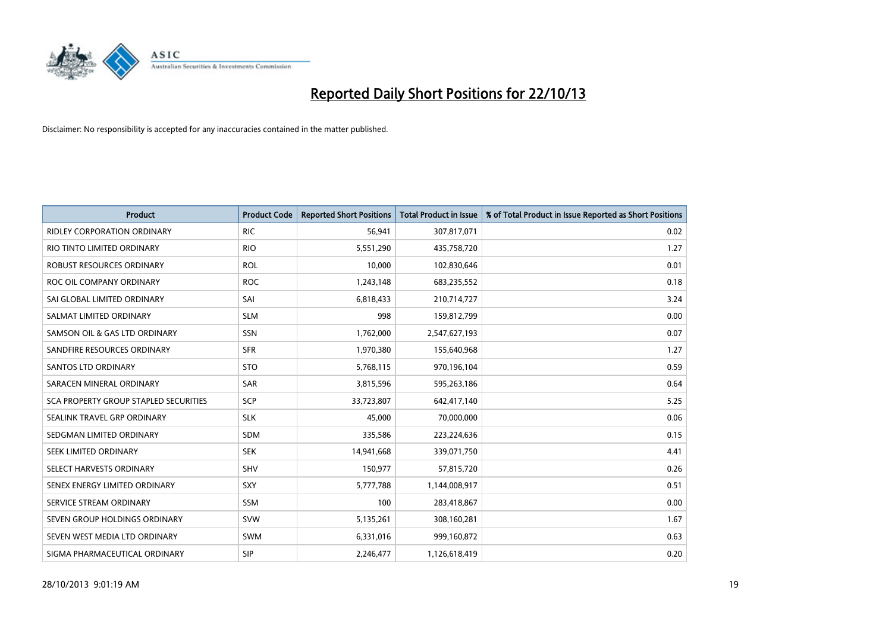# Reported Daily Short Positions for 22/10/13

Disclaimer: No responsibility is accepted for any inaccuracies contained in the matter published.

| Product | Product Code | Reported Short Positions | Total Product in Issue | % of Total Product in Issue Reported as Short Positions |
|---|---|---|---|---|
| RIDLEY CORPORATION ORDINARY | RIC | 56,941 | 307,817,071 | 0.02 |
| RIO TINTO LIMITED ORDINARY | RIO | 5,551,290 | 435,758,720 | 1.27 |
| ROBUST RESOURCES ORDINARY | ROL | 10,000 | 102,830,646 | 0.01 |
| ROC OIL COMPANY ORDINARY | ROC | 1,243,148 | 683,235,552 | 0.18 |
| SAI GLOBAL LIMITED ORDINARY | SAI | 6,818,433 | 210,714,727 | 3.24 |
| SALMAT LIMITED ORDINARY | SLM | 998 | 159,812,799 | 0.00 |
| SAMSON OIL & GAS LTD ORDINARY | SSN | 1,762,000 | 2,547,627,193 | 0.07 |
| SANDFIRE RESOURCES ORDINARY | SFR | 1,970,380 | 155,640,968 | 1.27 |
| SANTOS LTD ORDINARY | STO | 5,768,115 | 970,196,104 | 0.59 |
| SARACEN MINERAL ORDINARY | SAR | 3,815,596 | 595,263,186 | 0.64 |
| SCA PROPERTY GROUP STAPLED SECURITIES | SCP | 33,723,807 | 642,417,140 | 5.25 |
| SEALINK TRAVEL GRP ORDINARY | SLK | 45,000 | 70,000,000 | 0.06 |
| SEDGMAN LIMITED ORDINARY | SDM | 335,586 | 223,224,636 | 0.15 |
| SEEK LIMITED ORDINARY | SEK | 14,941,668 | 339,071,750 | 4.41 |
| SELECT HARVESTS ORDINARY | SHV | 150,977 | 57,815,720 | 0.26 |
| SENEX ENERGY LIMITED ORDINARY | SXY | 5,777,788 | 1,144,008,917 | 0.51 |
| SERVICE STREAM ORDINARY | SSM | 100 | 283,418,867 | 0.00 |
| SEVEN GROUP HOLDINGS ORDINARY | SVW | 5,135,261 | 308,160,281 | 1.67 |
| SEVEN WEST MEDIA LTD ORDINARY | SWM | 6,331,016 | 999,160,872 | 0.63 |
| SIGMA PHARMACEUTICAL ORDINARY | SIP | 2,246,477 | 1,126,618,419 | 0.20 |

28/10/2013 9:01:19 AM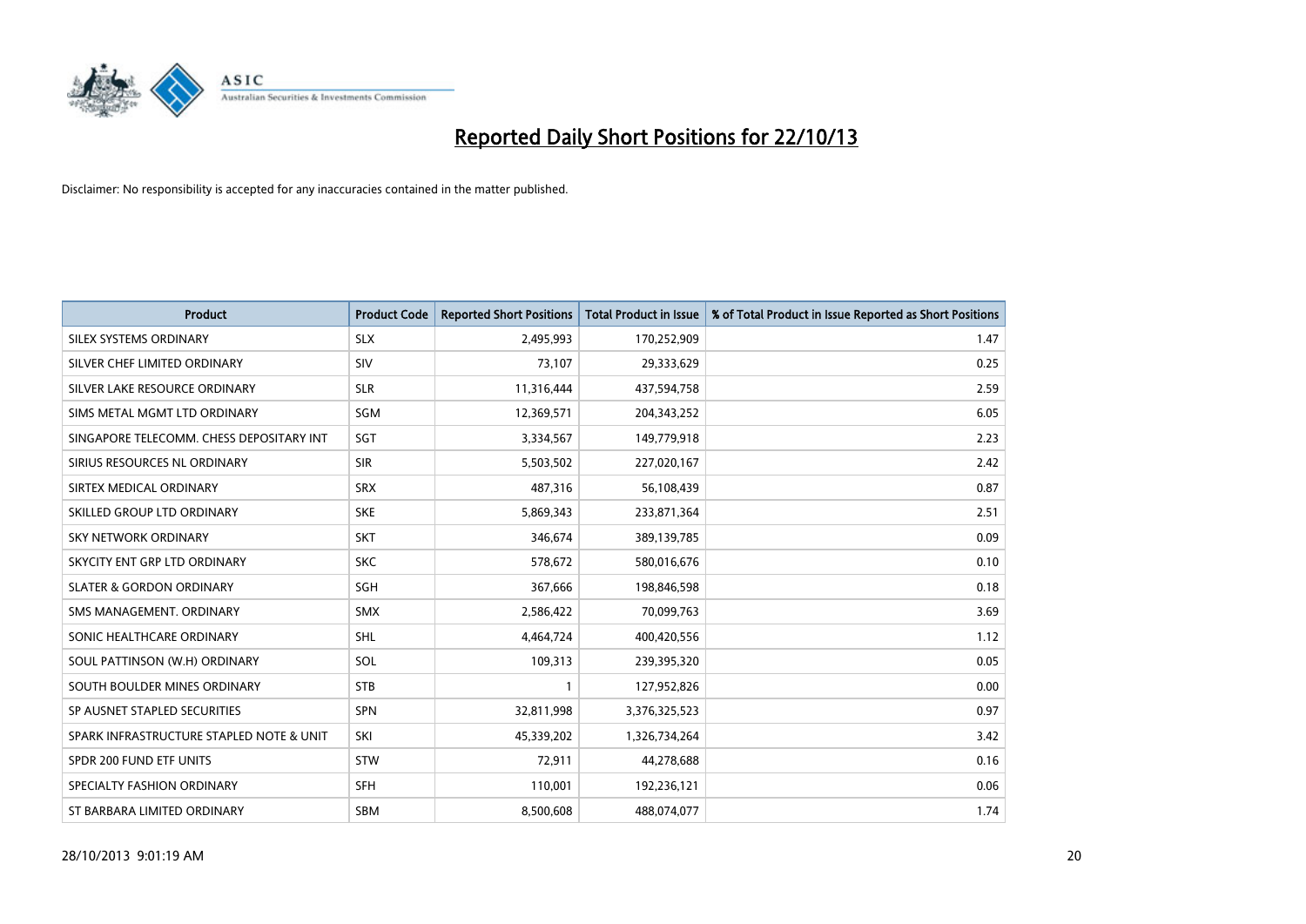# Reported Daily Short Positions for 22/10/13

Disclaimer: No responsibility is accepted for any inaccuracies contained in the matter published.

| Product | Product Code | Reported Short Positions | Total Product in Issue | % of Total Product in Issue Reported as Short Positions |
|---|---|---|---|---|
| SILEX SYSTEMS ORDINARY | SLX | 2,495,993 | 170,252,909 | 1.47 |
| SILVER CHEF LIMITED ORDINARY | SIV | 73,107 | 29,333,629 | 0.25 |
| SILVER LAKE RESOURCE ORDINARY | SLR | 11,316,444 | 437,594,758 | 2.59 |
| SIMS METAL MGMT LTD ORDINARY | SGM | 12,369,571 | 204,343,252 | 6.05 |
| SINGAPORE TELECOMM. CHESS DEPOSITARY INT | SGT | 3,334,567 | 149,779,918 | 2.23 |
| SIRIUS RESOURCES NL ORDINARY | SIR | 5,503,502 | 227,020,167 | 2.42 |
| SIRTEX MEDICAL ORDINARY | SRX | 487,316 | 56,108,439 | 0.87 |
| SKILLED GROUP LTD ORDINARY | SKE | 5,869,343 | 233,871,364 | 2.51 |
| SKY NETWORK ORDINARY | SKT | 346,674 | 389,139,785 | 0.09 |
| SKYCITY ENT GRP LTD ORDINARY | SKC | 578,672 | 580,016,676 | 0.10 |
| SLATER & GORDON ORDINARY | SGH | 367,666 | 198,846,598 | 0.18 |
| SMS MANAGEMENT. ORDINARY | SMX | 2,586,422 | 70,099,763 | 3.69 |
| SONIC HEALTHCARE ORDINARY | SHL | 4,464,724 | 400,420,556 | 1.12 |
| SOUL PATTINSON (W.H) ORDINARY | SOL | 109,313 | 239,395,320 | 0.05 |
| SOUTH BOULDER MINES ORDINARY | STB | 1 | 127,952,826 | 0.00 |
| SP AUSNET STAPLED SECURITIES | SPN | 32,811,998 | 3,376,325,523 | 0.97 |
| SPARK INFRASTRUCTURE STAPLED NOTE & UNIT | SKI | 45,339,202 | 1,326,734,264 | 3.42 |
| SPDR 200 FUND ETF UNITS | STW | 72,911 | 44,278,688 | 0.16 |
| SPECIALTY FASHION ORDINARY | SFH | 110,001 | 192,236,121 | 0.06 |
| ST BARBARA LIMITED ORDINARY | SBM | 8,500,608 | 488,074,077 | 1.74 |

28/10/2013 9:01:19 AM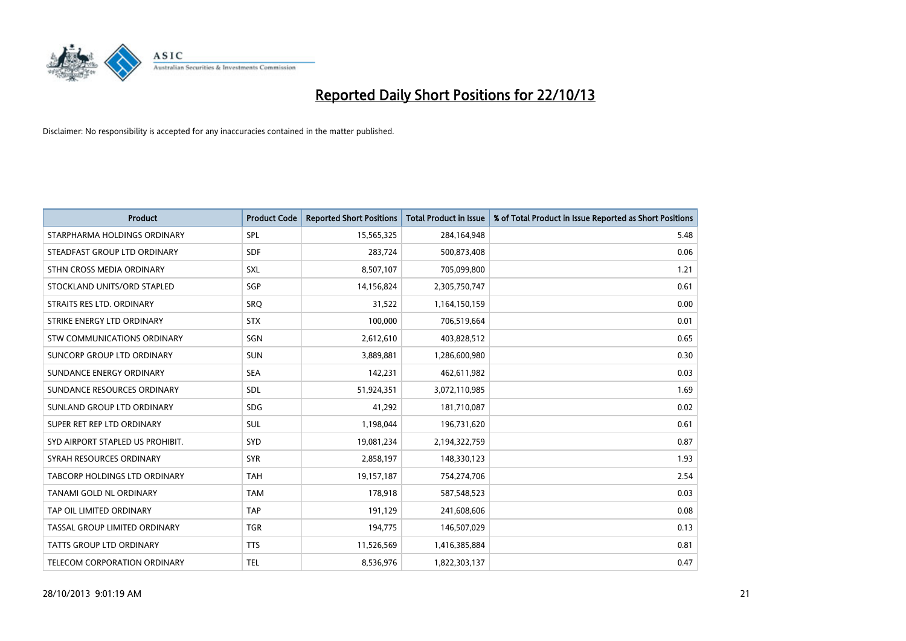# Reported Daily Short Positions for 22/10/13

Disclaimer: No responsibility is accepted for any inaccuracies contained in the matter published.

| Product | Product Code | Reported Short Positions | Total Product in Issue | % of Total Product in Issue Reported as Short Positions |
|---|---|---|---|---|
| STARPHARMA HOLDINGS ORDINARY | SPL | 15,565,325 | 284,164,948 | 5.48 |
| STEADFAST GROUP LTD ORDINARY | SDF | 283,724 | 500,873,408 | 0.06 |
| STHN CROSS MEDIA ORDINARY | SXL | 8,507,107 | 705,099,800 | 1.21 |
| STOCKLAND UNITS/ORD STAPLED | SGP | 14,156,824 | 2,305,750,747 | 0.61 |
| STRAITS RES LTD. ORDINARY | SRQ | 31,522 | 1,164,150,159 | 0.00 |
| STRIKE ENERGY LTD ORDINARY | STX | 100,000 | 706,519,664 | 0.01 |
| STW COMMUNICATIONS ORDINARY | SGN | 2,612,610 | 403,828,512 | 0.65 |
| SUNCORP GROUP LTD ORDINARY | SUN | 3,889,881 | 1,286,600,980 | 0.30 |
| SUNDANCE ENERGY ORDINARY | SEA | 142,231 | 462,611,982 | 0.03 |
| SUNDANCE RESOURCES ORDINARY | SDL | 51,924,351 | 3,072,110,985 | 1.69 |
| SUNLAND GROUP LTD ORDINARY | SDG | 41,292 | 181,710,087 | 0.02 |
| SUPER RET REP LTD ORDINARY | SUL | 1,198,044 | 196,731,620 | 0.61 |
| SYD AIRPORT STAPLED US PROHIBIT. | SYD | 19,081,234 | 2,194,322,759 | 0.87 |
| SYRAH RESOURCES ORDINARY | SYR | 2,858,197 | 148,330,123 | 1.93 |
| TABCORP HOLDINGS LTD ORDINARY | TAH | 19,157,187 | 754,274,706 | 2.54 |
| TANAMI GOLD NL ORDINARY | TAM | 178,918 | 587,548,523 | 0.03 |
| TAP OIL LIMITED ORDINARY | TAP | 191,129 | 241,608,606 | 0.08 |
| TASSAL GROUP LIMITED ORDINARY | TGR | 194,775 | 146,507,029 | 0.13 |
| TATTS GROUP LTD ORDINARY | TTS | 11,526,569 | 1,416,385,884 | 0.81 |
| TELECOM CORPORATION ORDINARY | TEL | 8,536,976 | 1,822,303,137 | 0.47 |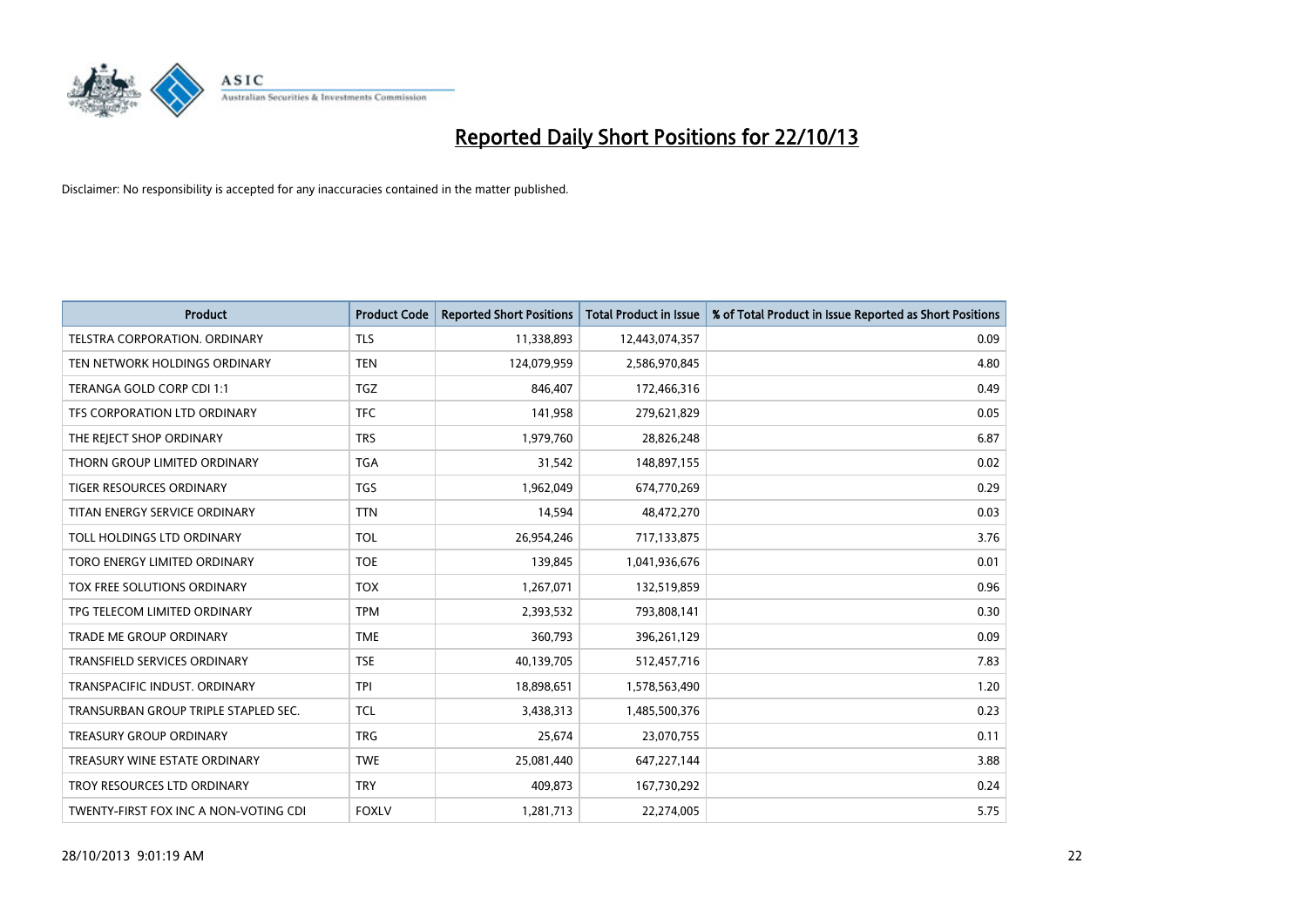# Reported Daily Short Positions for 22/10/13

Disclaimer: No responsibility is accepted for any inaccuracies contained in the matter published.

| Product | Product Code | Reported Short Positions | Total Product in Issue | % of Total Product in Issue Reported as Short Positions |
|---|---|---|---|---|
| TELSTRA CORPORATION. ORDINARY | TLS | 11,338,893 | 12,443,074,357 | 0.09 |
| TEN NETWORK HOLDINGS ORDINARY | TEN | 124,079,959 | 2,586,970,845 | 4.80 |
| TERANGA GOLD CORP CDI 1:1 | TGZ | 846,407 | 172,466,316 | 0.49 |
| TFS CORPORATION LTD ORDINARY | TFC | 141,958 | 279,621,829 | 0.05 |
| THE REJECT SHOP ORDINARY | TRS | 1,979,760 | 28,826,248 | 6.87 |
| THORN GROUP LIMITED ORDINARY | TGA | 31,542 | 148,897,155 | 0.02 |
| TIGER RESOURCES ORDINARY | TGS | 1,962,049 | 674,770,269 | 0.29 |
| TITAN ENERGY SERVICE ORDINARY | TTN | 14,594 | 48,472,270 | 0.03 |
| TOLL HOLDINGS LTD ORDINARY | TOL | 26,954,246 | 717,133,875 | 3.76 |
| TORO ENERGY LIMITED ORDINARY | TOE | 139,845 | 1,041,936,676 | 0.01 |
| TOX FREE SOLUTIONS ORDINARY | TOX | 1,267,071 | 132,519,859 | 0.96 |
| TPG TELECOM LIMITED ORDINARY | TPM | 2,393,532 | 793,808,141 | 0.30 |
| TRADE ME GROUP ORDINARY | TME | 360,793 | 396,261,129 | 0.09 |
| TRANSFIELD SERVICES ORDINARY | TSE | 40,139,705 | 512,457,716 | 7.83 |
| TRANSPACIFIC INDUST. ORDINARY | TPI | 18,898,651 | 1,578,563,490 | 1.20 |
| TRANSURBAN GROUP TRIPLE STAPLED SEC. | TCL | 3,438,313 | 1,485,500,376 | 0.23 |
| TREASURY GROUP ORDINARY | TRG | 25,674 | 23,070,755 | 0.11 |
| TREASURY WINE ESTATE ORDINARY | TWE | 25,081,440 | 647,227,144 | 3.88 |
| TROY RESOURCES LTD ORDINARY | TRY | 409,873 | 167,730,292 | 0.24 |
| TWENTY-FIRST FOX INC A NON-VOTING CDI | FOXLV | 1,281,713 | 22,274,005 | 5.75 |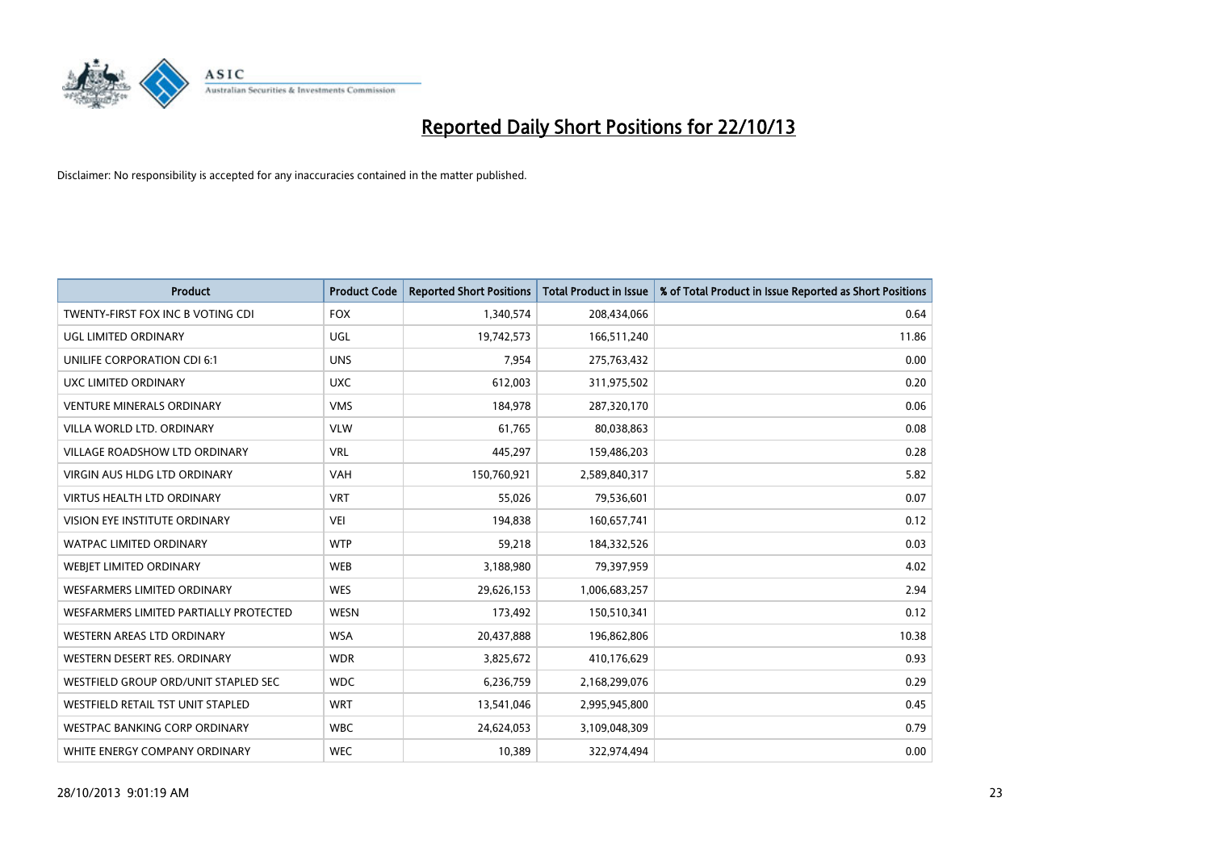# Reported Daily Short Positions for 22/10/13

Disclaimer: No responsibility is accepted for any inaccuracies contained in the matter published.

| Product | Product Code | Reported Short Positions | Total Product in Issue | % of Total Product in Issue Reported as Short Positions |
|---|---|---|---|---|
| TWENTY-FIRST FOX INC B VOTING CDI | FOX | 1,340,574 | 208,434,066 | 0.64 |
| UGL LIMITED ORDINARY | UGL | 19,742,573 | 166,511,240 | 11.86 |
| UNILIFE CORPORATION CDI 6:1 | UNS | 7,954 | 275,763,432 | 0.00 |
| UXC LIMITED ORDINARY | UXC | 612,003 | 311,975,502 | 0.20 |
| VENTURE MINERALS ORDINARY | VMS | 184,978 | 287,320,170 | 0.06 |
| VILLA WORLD LTD. ORDINARY | VLW | 61,765 | 80,038,863 | 0.08 |
| VILLAGE ROADSHOW LTD ORDINARY | VRL | 445,297 | 159,486,203 | 0.28 |
| VIRGIN AUS HLDG LTD ORDINARY | VAH | 150,760,921 | 2,589,840,317 | 5.82 |
| VIRTUS HEALTH LTD ORDINARY | VRT | 55,026 | 79,536,601 | 0.07 |
| VISION EYE INSTITUTE ORDINARY | VEI | 194,838 | 160,657,741 | 0.12 |
| WATPAC LIMITED ORDINARY | WTP | 59,218 | 184,332,526 | 0.03 |
| WEBJET LIMITED ORDINARY | WEB | 3,188,980 | 79,397,959 | 4.02 |
| WESFARMERS LIMITED ORDINARY | WES | 29,626,153 | 1,006,683,257 | 2.94 |
| WESFARMERS LIMITED PARTIALLY PROTECTED | WESN | 173,492 | 150,510,341 | 0.12 |
| WESTERN AREAS LTD ORDINARY | WSA | 20,437,888 | 196,862,806 | 10.38 |
| WESTERN DESERT RES. ORDINARY | WDR | 3,825,672 | 410,176,629 | 0.93 |
| WESTFIELD GROUP ORD/UNIT STAPLED SEC | WDC | 6,236,759 | 2,168,299,076 | 0.29 |
| WESTFIELD RETAIL TST UNIT STAPLED | WRT | 13,541,046 | 2,995,945,800 | 0.45 |
| WESTPAC BANKING CORP ORDINARY | WBC | 24,624,053 | 3,109,048,309 | 0.79 |
| WHITE ENERGY COMPANY ORDINARY | WEC | 10,389 | 322,974,494 | 0.00 |

28/10/2013 9:01:19 AM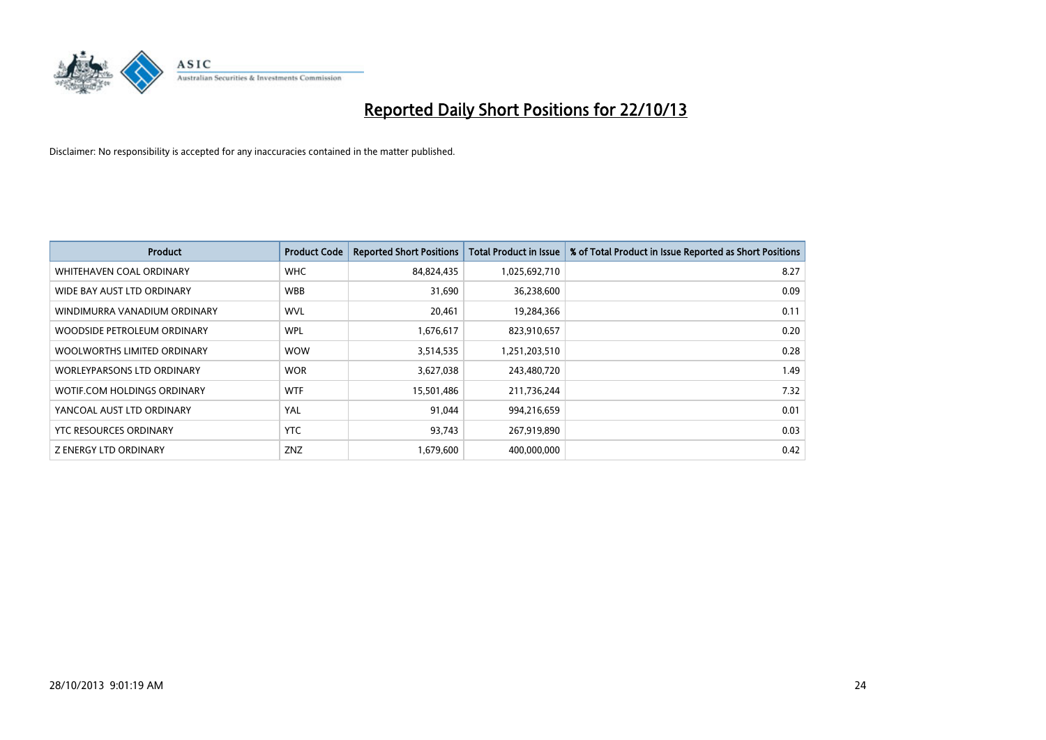# Reported Daily Short Positions for 22/10/13

Disclaimer: No responsibility is accepted for any inaccuracies contained in the matter published.

| Product | Product Code | Reported Short Positions | Total Product in Issue | % of Total Product in Issue Reported as Short Positions |
|---|---|---|---|---|
| WHITEHAVEN COAL ORDINARY | WHC | 84,824,435 | 1,025,692,710 | 8.27 |
| WIDE BAY AUST LTD ORDINARY | WBB | 31,690 | 36,238,600 | 0.09 |
| WINDIMURRA VANADIUM ORDINARY | WVL | 20,461 | 19,284,366 | 0.11 |
| WOODSIDE PETROLEUM ORDINARY | WPL | 1,676,617 | 823,910,657 | 0.20 |
| WOOLWORTHS LIMITED ORDINARY | WOW | 3,514,535 | 1,251,203,510 | 0.28 |
| WORLEYPARSONS LTD ORDINARY | WOR | 3,627,038 | 243,480,720 | 1.49 |
| WOTIF.COM HOLDINGS ORDINARY | WTF | 15,501,486 | 211,736,244 | 7.32 |
| YANCOAL AUST LTD ORDINARY | YAL | 91,044 | 994,216,659 | 0.01 |
| YTC RESOURCES ORDINARY | YTC | 93,743 | 267,919,890 | 0.03 |
| Z ENERGY LTD ORDINARY | ZNZ | 1,679,600 | 400,000,000 | 0.42 |

28/10/2013 9:01:19 AM